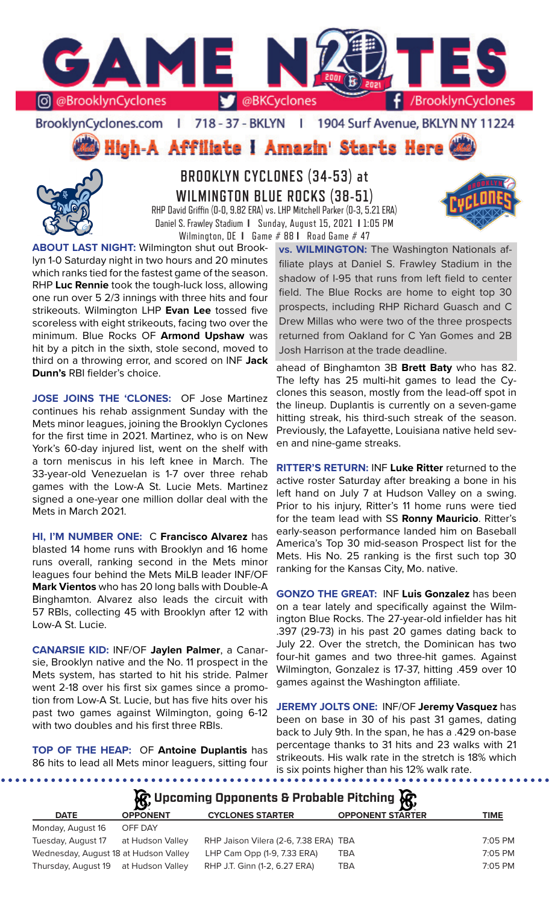# GAME NOTES

@BrooklynCyclones | @BKCyclones | /BrooklynCyclones

BrooklynCyclones.com | 718 - 37 - BKLYN | 1904 Surf Avenue, BKLYN NY 11224

**High-A Affiliate I Amazin' Starts Here**

## BROOKLYN CYCLONES (34-53) at WILMINGTON BLUE ROCKS (38-51)

RHP David Griffin (0-0, 9.82 ERA) vs. LHP Mitchell Parker (0-3, 5.21 ERA)
Daniel S. Frawley Stadium I Sunday, August 15, 2021 I 1:05 PM
Wilmington, DE I Game # 88 I Road Game # 47

**ABOUT LAST NIGHT:** Wilmington shut out Brooklyn 1-0 Saturday night in two hours and 20 minutes which ranks tied for the fastest game of the season. RHP **Luc Rennie** took the tough-luck loss, allowing one run over 5 2/3 innings with three hits and four strikeouts. Wilmington LHP **Evan Lee** tossed five scoreless with eight strikeouts, facing two over the minimum. Blue Rocks OF **Armond Upshaw** was hit by a pitch in the sixth, stole second, moved to third on a throwing error, and scored on INF **Jack Dunn's** RBI fielder's choice.

**JOSE JOINS THE 'CLONES:** OF Jose Martinez continues his rehab assignment Sunday with the Mets minor leagues, joining the Brooklyn Cyclones for the first time in 2021. Martinez, who is on New York's 60-day injured list, went on the shelf with a torn meniscus in his left knee in March. The 33-year-old Venezuelan is 1-7 over three rehab games with the Low-A St. Lucie Mets. Martinez signed a one-year one million dollar deal with the Mets in March 2021.

**HI, I'M NUMBER ONE:** C **Francisco Alvarez** has blasted 14 home runs with Brooklyn and 16 home runs overall, ranking second in the Mets minor leagues four behind the Mets MiLB leader INF/OF **Mark Vientos** who has 20 long balls with Double-A Binghamton. Alvarez also leads the circuit with 57 RBIs, collecting 45 with Brooklyn after 12 with Low-A St. Lucie.

**CANARSIE KID:** INF/OF **Jaylen Palmer**, a Canarsie, Brooklyn native and the No. 11 prospect in the Mets system, has started to hit his stride. Palmer went 2-18 over his first six games since a promotion from Low-A St. Lucie, but has five hits over his past two games against Wilmington, going 6-12 with two doubles and his first three RBIs.

**TOP OF THE HEAP:** OF **Antoine Duplantis** has 86 hits to lead all Mets minor leaguers, sitting four ahead of Binghamton 3B **Brett Baty** who has 82. The lefty has 25 multi-hit games to lead the Cyclones this season, mostly from the lead-off spot in the lineup. Duplantis is currently on a seven-game hitting streak, his third-such streak of the season. Previously, the Lafayette, Louisiana native held seven and nine-game streaks.

**vs. WILMINGTON:** The Washington Nationals affiliate plays at Daniel S. Frawley Stadium in the shadow of I-95 that runs from left field to center field. The Blue Rocks are home to eight top 30 prospects, including RHP Richard Guasch and C Drew Millas who were two of the three prospects returned from Oakland for C Yan Gomes and 2B Josh Harrison at the trade deadline.

**RITTER'S RETURN:** INF **Luke Ritter** returned to the active roster Saturday after breaking a bone in his left hand on July 7 at Hudson Valley on a swing. Prior to his injury, Ritter's 11 home runs were tied for the team lead with SS **Ronny Mauricio**. Ritter's early-season performance landed him on Baseball America's Top 30 mid-season Prospect list for the Mets. His No. 25 ranking is the first such top 30 ranking for the Kansas City, Mo. native.

**GONZO THE GREAT:** INF **Luis Gonzalez** has been on a tear lately and specifically against the Wilmington Blue Rocks. The 27-year-old infielder has hit .397 (29-73) in his past 20 games dating back to July 22. Over the stretch, the Dominican has two four-hit games and two three-hit games. Against Wilmington, Gonzalez is 17-37, hitting .459 over 10 games against the Washington affiliate.

**JEREMY JOLTS ONE:** INF/OF **Jeremy Vasquez** has been on base in 30 of his past 31 games, dating back to July 9th. In the span, he has a .429 on-base percentage thanks to 31 hits and 23 walks with 21 strikeouts. His walk rate in the stretch is 18% which is six points higher than his 12% walk rate.

## Upcoming Opponents & Probable Pitching

| DATE | OPPONENT | CYCLONES STARTER | OPPONENT STARTER | TIME |
|---|---|---|---|---|
| Monday, August 16 | OFF DAY | | | |
| Tuesday, August 17 | at Hudson Valley | RHP Jaison Vilera (2-6, 7.38 ERA) | TBA | 7:05 PM |
| Wednesday, August 18 | at Hudson Valley | LHP Cam Opp (1-9, 7.33 ERA) | TBA | 7:05 PM |
| Thursday, August 19 | at Hudson Valley | RHP J.T. Ginn (1-2, 6.27 ERA) | TBA | 7:05 PM |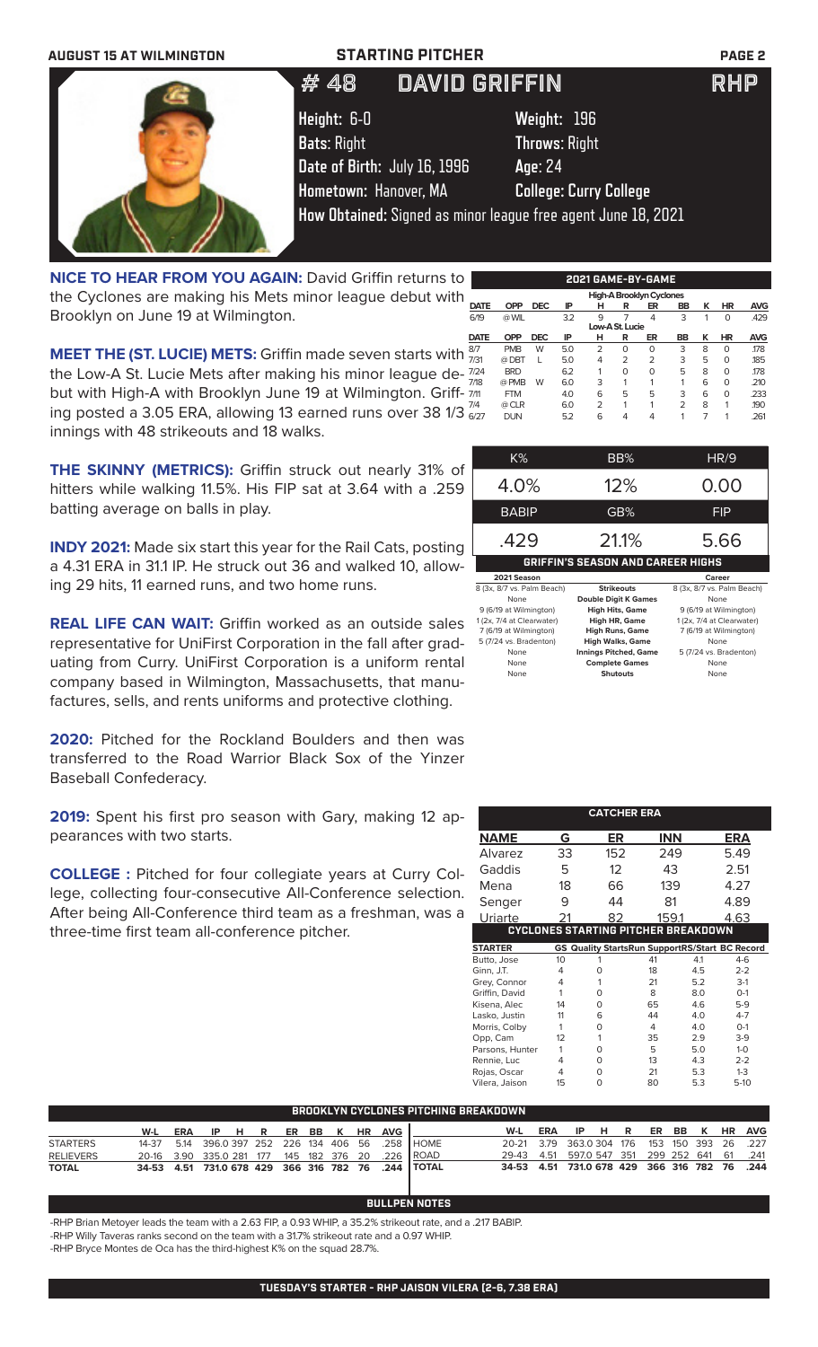AUGUST 15 AT WILMINGTON — STARTING PITCHER

# # 48 DAVID GRIFFIN RHP

**Height:** 6-0 **Weight:** 196
**Bats:** Right **Throws:** Right
**Date of Birth:** July 16, 1996 **Age:** 24
**Hometown:** Hanover, MA **College:** Curry College
**How Obtained:** Signed as minor league free agent June 18, 2021

**NICE TO HEAR FROM YOU AGAIN:** David Griffin returns to the Cyclones are making his Mets minor league debut with Brooklyn on June 19 at Wilmington.

**MEET THE (ST. LUCIE) METS:** Griffin made seven starts with the Low-A St. Lucie Mets after making his minor league debut with High-A with Brooklyn June 19 at Wilmington. Griffing posted a 3.05 ERA, allowing 13 earned runs over 38 1/3 innings with 48 strikeouts and 18 walks.

**THE SKINNY (METRICS):** Griffin struck out nearly 31% of hitters while walking 11.5%. His FIP sat at 3.64 with a .259 batting average on balls in play.

**INDY 2021:** Made six start this year for the Rail Cats, posting a 4.31 ERA in 31.1 IP. He struck out 36 and walked 10, allowing 29 hits, 11 earned runs, and two home runs.

**REAL LIFE CAN WAIT:** Griffin worked as an outside sales representative for UniFirst Corporation in the fall after graduating from Curry. UniFirst Corporation is a uniform rental company based in Wilmington, Massachusetts, that manufactures, sells, and rents uniforms and protective clothing.

**2020:** Pitched for the Rockland Boulders and then was transferred to the Road Warrior Black Sox of the Yinzer Baseball Confederacy.

**2019:** Spent his first pro season with Gary, making 12 appearances with two starts.

**COLLEGE :** Pitched for four collegiate years at Curry College, collecting four-consecutive All-Conference selection. After being All-Conference third team as a freshman, was a three-time first team all-conference pitcher.

## 2021 GAME-BY-GAME

**High-A Brooklyn Cyclones**

| DATE | OPP | DEC | IP | H | R | ER | BB | K | HR | AVG |
|---|---|---|---|---|---|---|---|---|---|---|
| 6/19 | @ WIL | | 3.2 | 9 | 7 | 4 | 3 | 1 | 0 | .429 |

**Low-A St. Lucie**

| DATE | OPP | DEC | IP | H | R | ER | BB | K | HR | AVG |
|---|---|---|---|---|---|---|---|---|---|---|
| 8/7 | PMB | W | 5.0 | 2 | 0 | 0 | 3 | 8 | 0 | .178 |
| 7/31 | @ DBT | L | 5.0 | 4 | 2 | 2 | 3 | 5 | 0 | .185 |
| 7/24 | BRD | | 6.2 | 1 | 0 | 0 | 5 | 8 | 0 | .178 |
| 7/18 | @ PMB | W | 6.0 | 3 | 1 | 1 | 1 | 6 | 0 | .210 |
| 7/11 | FTM | | 4.0 | 6 | 5 | 5 | 3 | 6 | 0 | .233 |
| 7/4 | @ CLR | | 6.0 | 2 | 1 | 1 | 2 | 8 | 1 | .190 |
| 6/27 | DUN | | 5.2 | 6 | 4 | 4 | 1 | 7 | 1 | .261 |

| K% | BB% | HR/9 |
|---|---|---|
| 4.0% | 12% | 0.00 |
| **BABIP** | **GB%** | **FIP** |
| .429 | 21.1% | 5.66 |

## GRIFFIN'S SEASON AND CAREER HIGHS

| 2021 Season | | Career |
|---|---|---|
| 8 (3x, 8/7 vs. Palm Beach) | Strikeouts | 8 (3x, 8/7 vs. Palm Beach) |
| None | Double Digit K Games | None |
| 9 (6/19 at Wilmington) | High Hits, Game | 9 (6/19 at Wilmington) |
| 1 (2x, 7/4 at Clearwater) | High HR, Game | 1 (2x, 7/4 at Clearwater) |
| 7 (6/19 at Wilmington) | High Runs, Game | 7 (6/19 at Wilmington) |
| 5 (7/24 vs. Bradenton) | High Walks, Game | None |
| None | Innings Pitched, Game | 5 (7/24 vs. Bradenton) |
| None | Complete Games | None |
| None | Shutouts | None |

## CATCHER ERA

| NAME | G | ER | INN | ERA |
|---|---|---|---|---|
| Alvarez | 33 | 152 | 249 | 5.49 |
| Gaddis | 5 | 12 | 43 | 2.51 |
| Mena | 18 | 66 | 139 | 4.27 |
| Senger | 9 | 44 | 81 | 4.89 |
| Uriarte | 21 | 82 | 159.1 | 4.63 |

## CYCLONES STARTING PITCHER BREAKDOWN

| STARTER | GS | Quality Starts | Run Support | RS/Start | BC Record |
|---|---|---|---|---|---|
| Butto, Jose | 10 | 1 | 41 | 4.1 | 4-6 |
| Ginn, J.T. | 4 | 0 | 18 | 4.5 | 2-2 |
| Grey, Connor | 4 | 1 | 21 | 5.2 | 3-1 |
| Griffin, David | 1 | 0 | 8 | 8.0 | 0-1 |
| Kisena, Alec | 14 | 0 | 65 | 4.6 | 5-9 |
| Lasko, Justin | 11 | 6 | 44 | 4.0 | 4-7 |
| Morris, Colby | 1 | 0 | 4 | 4.0 | 0-1 |
| Opp, Cam | 12 | 1 | 35 | 2.9 | 3-9 |
| Parsons, Hunter | 1 | 0 | 5 | 5.0 | 1-0 |
| Rennie, Luc | 4 | 0 | 13 | 4.3 | 2-2 |
| Rojas, Oscar | 4 | 0 | 21 | 5.3 | 1-3 |
| Vilera, Jaison | 15 | 0 | 80 | 5.3 | 5-10 |

## BROOKLYN CYCLONES PITCHING BREAKDOWN

| | W-L | ERA | IP | H | R | ER | BB | K | HR | AVG |
|---|---|---|---|---|---|---|---|---|---|---|
| STARTERS | 14-37 | 5.14 | 396.0 | 397 | 252 | 226 | 134 | 406 | 56 | .258 |
| RELIEVERS | 20-16 | 3.90 | 335.0 | 281 | 177 | 145 | 182 | 376 | 20 | .226 |
| TOTAL | 34-53 | 4.51 | 731.0 | 678 | 429 | 366 | 316 | 782 | 76 | .244 |

| | W-L | ERA | IP | H | R | ER | BB | K | HR | AVG |
|---|---|---|---|---|---|---|---|---|---|---|
| HOME | 20-21 | 3.79 | 363.0 | 304 | 176 | 153 | 150 | 393 | 26 | .227 |
| ROAD | 29-43 | 4.51 | 597.0 | 547 | 351 | 299 | 252 | 641 | 61 | .241 |
| TOTAL | 34-53 | 4.51 | 731.0 | 678 | 429 | 366 | 316 | 782 | 76 | .244 |

## BULLPEN NOTES

- RHP Brian Metoyer leads the team with a 2.63 FIP, a 0.93 WHIP, a 35.2% strikeout rate, and a .217 BABIP.
- RHP Willy Taveras ranks second on the team with a 31.7% strikeout rate and a 0.97 WHIP.
- RHP Bryce Montes de Oca has the third-highest K% on the squad 28.7%.

**TUESDAY'S STARTER - RHP JAISON VILERA (2-6, 7.38 ERA)**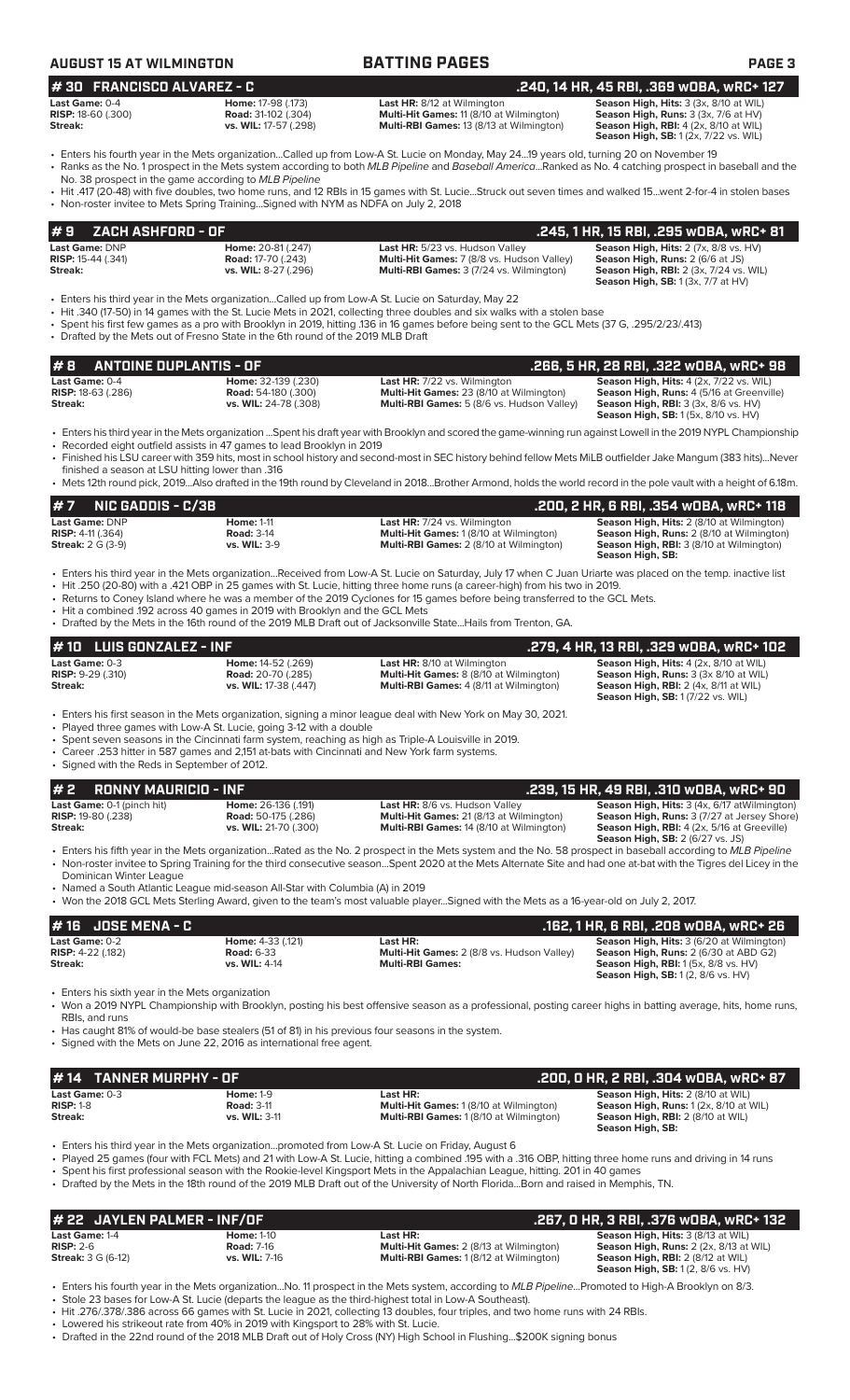## AUGUST 15 AT WILMINGTON — BATTING PAGES

## # 30 FRANCISCO ALVAREZ - C — .240, 14 HR, 45 RBI, .369 wOBA, wRC+ 127

| | | | |
|---|---|---|---|
| **Last Game:** 0-4 | **Home:** 17-98 (.173) | **Last HR:** 8/12 at Wilmington | **Season High, Hits:** 3 (3x, 8/10 at WIL) |
| **RISP:** 18-60 (.300) | **Road:** 31-102 (.304) | **Multi-Hit Games:** 11 (8/10 at Wilmington) | **Season High, Runs:** 3 (3x, 7/6 at HV) |
| **Streak:** | **vs. WIL:** 17-57 (.298) | **Multi-RBI Games:** 13 (8/13 at Wilmington) | **Season High, RBI:** 4 (2x, 8/10 at WIL) |
| | | | **Season High, SB:** 1 (2x, 7/22 vs. WIL) |

- Enters his fourth year in the Mets organization...Called up from Low-A St. Lucie on Monday, May 24...19 years old, turning 20 on November 19
- Ranks as the No. 1 prospect in the Mets system according to both *MLB Pipeline* and *Baseball America*...Ranked as No. 4 catching prospect in baseball and the No. 38 prospect in the game according to *MLB Pipeline*
- Hit .417 (20-48) with five doubles, two home runs, and 12 RBIs in 15 games with St. Lucie...Struck out seven times and walked 15...went 2-for-4 in stolen bases
- Non-roster invitee to Mets Spring Training...Signed with NYM as NDFA on July 2, 2018

## # 9 ZACH ASHFORD - OF — .245, 1 HR, 15 RBI, .295 wOBA, wRC+ 81

| | | | |
|---|---|---|---|
| **Last Game:** DNP | **Home:** 20-81 (.247) | **Last HR:** 5/23 vs. Hudson Valley | **Season High, Hits:** 2 (7x, 8/8 vs. HV) |
| **RISP:** 15-44 (.341) | **Road:** 17-70 (.243) | **Multi-Hit Games:** 7 (8/8 vs. Hudson Valley) | **Season High, Runs:** 2 (6/6 at JS) |
| **Streak:** | **vs. WIL:** 8-27 (.296) | **Multi-RBI Games:** 3 (7/24 vs. Wilmington) | **Season High, RBI:** 2 (3x, 7/24 vs. WIL) |
| | | | **Season High, SB:** 1 (3x, 7/7 at HV) |

- Enters his third year in the Mets organization...Called up from Low-A St. Lucie on Saturday, May 22
- Hit .340 (17-50) in 14 games with the St. Lucie Mets in 2021, collecting three doubles and six walks with a stolen base
- Spent his first few games as a pro with Brooklyn in 2019, hitting .136 in 16 games before being sent to the GCL Mets (37 G, .295/2/23/.413)
- Drafted by the Mets out of Fresno State in the 6th round of the 2019 MLB Draft

## # 8 ANTOINE DUPLANTIS - OF — .266, 5 HR, 28 RBI, .322 wOBA, wRC+ 98

| | | | |
|---|---|---|---|
| **Last Game:** 0-4 | **Home:** 32-139 (.230) | **Last HR:** 7/22 vs. Wilmington | **Season High, Hits:** 4 (2x, 7/22 vs. WIL) |
| **RISP:** 18-63 (.286) | **Road:** 54-180 (.300) | **Multi-Hit Games:** 20 (8/13 at Wilmington) | **Season High, Runs:** 4 (5/16 at Greenville) |
| **Streak:** | **vs. WIL:** 24-78 (.308) | **Multi-RBI Games:** 5 (8/6 vs. Hudson Valley) | **Season High, RBI:** 3 (3x, 8/6 vs. HV) |
| | | | **Season High, SB:** 1 (5x, 8/10 vs. HV) |

- Enters his third year in the Mets organization ...Spent his draft year with Brooklyn and scored the game-winning run against Lowell in the 2019 NYPL Championship
- Recorded eight outfield assists in 47 games to lead Brooklyn in 2019
- Finished his LSU career with 359 hits, most in school history and second-most in SEC history behind fellow Mets MiLB outfielder Jake Mangum (383 hits)...Never finished a season at LSU hitting lower than .316
- Mets 12th round pick, 2019...Also drafted in the 19th round by Cleveland in 2018...Brother Armond, holds the world record in the pole vault with a height of 6.18m.

## # 7 NIC GADDIS - C/3B — .200, 2 HR, 6 RBI, .354 wOBA, wRC+ 118

| | | | |
|---|---|---|---|
| **Last Game:** DNP | **Home:** 1-11 | **Last HR:** 7/24 vs. Wilmington | **Season High, Hits:** 2 (8/10 at Wilmington) |
| **RISP:** 4-11 (.364) | **Road:** 3-14 | **Multi-Hit Games:** 1 (8/10 at Wilmington) | **Season High, Runs:** 2 (8/10 at Wilmington) |
| **Streak:** 2 G (3-9) | **vs. WIL:** 3-9 | **Multi-RBI Games:** 2 (8/10 at Wilmington) | **Season High, RBI:** 3 (8/10 at Wilmington) |
| | | | **Season High, SB:** |

- Enters his third year in the Mets organization...Received from Low-A St. Lucie on Saturday, July 17 when C Juan Uriarte was placed on the temp. inactive list
- Hit .250 (20-80) with a .421 OBP in 25 games with St. Lucie, hitting three home runs (a career-high) from his two in 2019.
- Returns to Coney Island where he was a member of the 2019 Cyclones for 15 games before being transferred to the GCL Mets.
- Hit a combined .192 across 40 games in 2019 with Brooklyn and the GCL Mets
- Drafted by the Mets in the 16th round of the 2019 MLB Draft out of Jacksonville State...Hails from Trenton, GA.

## # 10 LUIS GONZALEZ - INF — .279, 4 HR, 13 RBI, .329 wOBA, wRC+ 102

| | | | |
|---|---|---|---|
| **Last Game:** 0-3 | **Home:** 14-52 (.269) | **Last HR:** 8/10 at Wilmington | **Season High, Hits:** 4 (2x, 8/10 at WIL) |
| **RISP:** 9-29 (.310) | **Road:** 20-70 (.285) | **Multi-Hit Games:** 8 (8/10 at Wilmington) | **Season High, Runs:** 3 (3x 8/10 at WIL) |
| **Streak:** | **vs. WIL:** 17-38 (.447) | **Multi-RBI Games:** 4 (8/11 at Wilmington) | **Season High, RBI:** 2 (4x, 8/11 at WIL) |
| | | | **Season High, SB:** 1 (7/22 vs. WIL) |

- Enters his first season in the Mets organization, signing a minor league deal with New York on May 30, 2021.
- Played three games with Low-A St. Lucie, going 3-12 with a double
- Spent seven seasons in the Cincinnati farm system, reaching as high as Triple-A Louisville in 2019.
- Career .253 hitter in 587 games and 2,151 at-bats with Cincinnati and New York farm systems.
- Signed with the Reds in September of 2012.

## # 2 RONNY MAURICIO - INF — .239, 15 HR, 49 RBI, .310 wOBA, wRC+ 90

| | | | |
|---|---|---|---|
| **Last Game:** 0-1 (pinch hit) | **Home:** 26-136 (.191) | **Last HR:** 8/6 vs. Hudson Valley | **Season High, Hits:** 3 (4x, 6/17 atWilmington) |
| **RISP:** 19-80 (.238) | **Road:** 50-175 (.286) | **Multi-Hit Games:** 21 (8/13 at Wilmington) | **Season High, Runs:** 3 (7/27 at Jersey Shore) |
| **Streak:** | **vs. WIL:** 21-70 (.300) | **Multi-RBI Games:** 14 (8/10 at Wilmington) | **Season High, RBI:** 4 (2x, 5/16 at Greeville) |
| | | | **Season High, SB:** 2 (6/27 vs. JS) |

- Enters his fifth year in the Mets organization...Rated as the No. 2 prospect in the Mets system and the No. 58 prospect in baseball according to *MLB Pipeline*
- Non-roster invitee to Spring Training for the third consecutive season...Spent 2020 at the Mets Alternate Site and had one at-bat with the Tigres del Licey in the Dominican Winter League
- Named a South Atlantic League mid-season All-Star with Columbia (A) in 2019
- Won the 2018 GCL Mets Sterling Award, given to the team's most valuable player...Signed with the Mets as a 16-year-old on July 2, 2017.

## # 16 JOSE MENA - C — .162, 1 HR, 6 RBI, .208 wOBA, wRC+ 26

| | | | |
|---|---|---|---|
| **Last Game:** 0-2 | **Home:** 4-33 (.121) | **Last HR:** | **Season High, Hits:** 3 (6/20 at Wilmington) |
| **RISP:** 4-22 (.182) | **Road:** 6-33 | **Multi-Hit Games:** 2 (8/8 vs. Hudson Valley) | **Season High, Runs:** 2 (6/30 at ABD G2) |
| **Streak:** | **vs. WIL:** 4-14 | **Multi-RBI Games:** | **Season High, RBI:** 1 (5x, 8/8 vs. HV) |
| | | | **Season High, SB:** 1 (2, 8/6 vs. HV) |

- Enters his sixth year in the Mets organization
- Won a 2019 NYPL Championship with Brooklyn, posting his best offensive season as a professional, posting career highs in batting average, hits, home runs, RBIs, and runs
- Has caught 81% of would-be base stealers (51 of 81) in his previous four seasons in the system.
- Signed with the Mets on June 22, 2016 as international free agent.

## # 14 TANNER MURPHY - OF — .200, 0 HR, 2 RBI, .304 wOBA, wRC+ 87

| | | | |
|---|---|---|---|
| **Last Game:** 0-3 | **Home:** 1-9 | **Last HR:** | **Season High, Hits:** 2 (8/10 at WIL) |
| **RISP:** 1-8 | **Road:** 3-11 | **Multi-Hit Games:** 1 (8/10 at Wilmington) | **Season High, Runs:** 1 (2x, 8/10 at WIL) |
| **Streak:** | **vs. WIL:** 3-11 | **Multi-RBI Games:** 1 (8/10 at Wilmington) | **Season High, RBI:** 2 (8/10 at WIL) |
| | | | **Season High, SB:** |

- Enters his third year in the Mets organization...promoted from Low-A St. Lucie on Friday, August 6
- Played 25 games (four with FCL Mets) and 21 with Low-A St. Lucie, hitting a combined .195 with a .316 OBP, hitting three home runs and driving in 14 runs
- Spent his first professional season with the Rookie-level Kingsport Mets in the Appalachian League, hitting. 201 in 40 games
- Drafted by the Mets in the 18th round of the 2019 MLB Draft out of the University of North Florida...Born and raised in Memphis, TN.

## # 22 JAYLEN PALMER - INF/OF — .267, 0 HR, 3 RBI, .376 wOBA, wRC+ 132

| | | | |
|---|---|---|---|
| **Last Game:** 1-4 | **Home:** 1-10 | **Last HR:** | **Season High, Hits:** 3 (8/13 at WIL) |
| **RISP:** 2-6 | **Road:** 7-16 | **Multi-Hit Games:** 2 (8/13 at Wilmington) | **Season High, Runs:** 2 (2x, 8/13 at WIL) |
| **Streak:** 3 G (6-12) | **vs. WIL:** 7-16 | **Multi-RBI Games:** 1 (8/12 at Wilmington) | **Season High, RBI:** 2 (8/12 at WIL) |
| | | | **Season High, SB:** 1 (2, 8/6 vs. HV) |

- Enters his fourth year in the Mets organization...No. 11 prospect in the Mets system, according to *MLB Pipeline*...Promoted to High-A Brooklyn on 8/3.
- Stole 23 bases for Low-A St. Lucie (departs the league as the third-highest total in Low-A Southeast).
- Hit .276/.378/.386 across 66 games with St. Lucie in 2021, collecting 13 doubles, four triples, and two home runs with 24 RBIs.
- Lowered his strikeout rate from 40% in 2019 with Kingsport to 28% with St. Lucie.
- Drafted in the 22nd round of the 2018 MLB Draft out of Holy Cross (NY) High School in Flushing...$200K signing bonus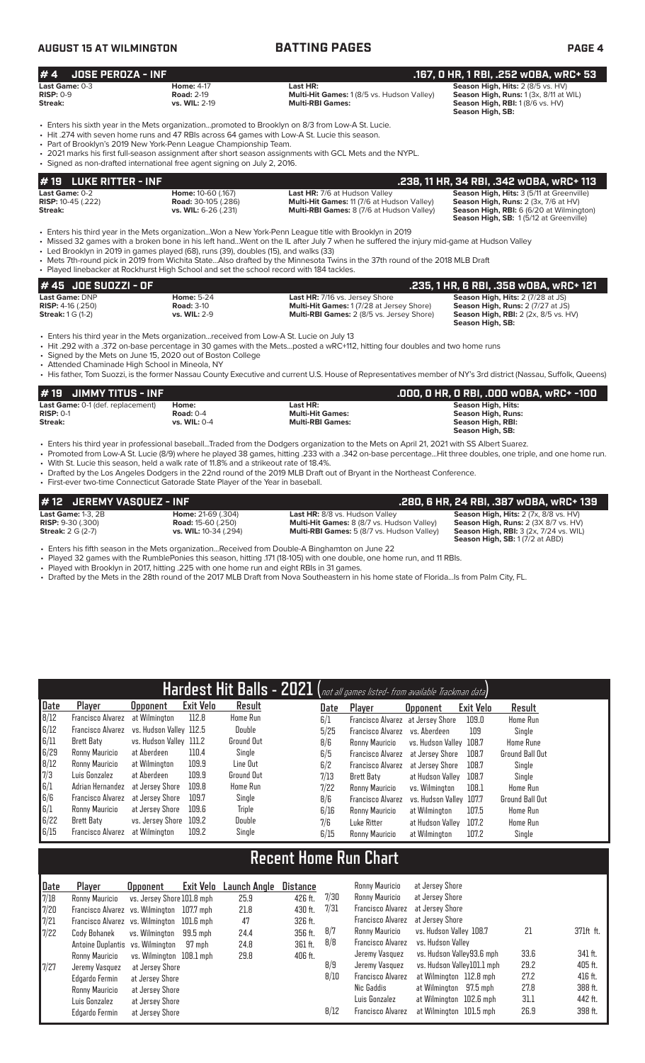# #4 JOSE PEROZA - INF

**.167, 0 HR, 1 RBI, .252 wOBA, wRC+ 53**

| | | | |
|---|---|---|---|
| **Last Game:** 0-3 | **Home:** 4-17 | **Last HR:** | **Season High, Hits:** 2 (8/5 vs. HV) |
| **RISP:** 0-9 | **Road:** 2-19 | **Multi-Hit Games:** 1 (8/5 vs. Hudson Valley) | **Season High, Runs:** 1 (3x, 8/11 at WIL) |
| **Streak:** | **vs. WIL:** 2-19 | **Multi-RBI Games:** | **Season High, RBI:** 1 (8/6 vs. HV) |
| | | | **Season High, SB:** |

- Enters his sixth year in the Mets organization...promoted to Brooklyn on 8/3 from Low-A St. Lucie.
- Hit .274 with seven home runs and 47 RBIs across 64 games with Low-A St. Lucie this season.
- Part of Brooklyn's 2019 New York-Penn League Championship Team.
- 2021 marks his first full-season assignment after short season assignments with GCL Mets and the NYPL.
- Signed as non-drafted international free agent signing on July 2, 2016.

# #19 LUKE RITTER - INF

**.238, 11 HR, 34 RBI, .342 wOBA, wRC+ 113**

| | | | |
|---|---|---|---|
| **Last Game:** 0-2 | **Home:** 10-60 (.167) | **Last HR:** 7/6 at Hudson Valley | **Season High, Hits:** 3 (5/11 at Greenville) |
| **RISP:** 10-45 (.222) | **Road:** 30-105 (.286) | **Multi-Hit Games:** 11 (7/6 at Hudson Valley) | **Season High, Runs:** 2 (3x, 7/6 at HV) |
| **Streak:** | **vs. WIL:** 6-26 (.231) | **Multi-RBI Games:** 8 (7/6 at Hudson Valley) | **Season High, RBI:** 6 (6/20 at Wilmington) |
| | | | **Season High, SB:** 1 (5/12 at Greenville) |

- Enters his third year in the Mets organization...Won a New York-Penn League title with Brooklyn in 2019
- Missed 32 games with a broken bone in his left hand...Went on the IL after July 7 when he suffered the injury mid-game at Hudson Valley
- Led Brooklyn in 2019 in games played (68), runs (39), doubles (15), and walks (33)
- Mets 7th-round pick in 2019 from Wichita State...Also drafted by the Minnesota Twins in the 37th round of the 2018 MLB Draft
- Played linebacker at Rockhurst High School and set the school record with 184 tackles.

# #45 JOE SUOZZI - OF

**.235, 1 HR, 6 RBI, .358 wOBA, wRC+ 121**

| | | | |
|---|---|---|---|
| **Last Game:** DNP | **Home:** 5-24 | **Last HR:** 7/16 vs. Jersey Shore | **Season High, Hits:** 2 (7/28 at JS) |
| **RISP:** 4-16 (.250) | **Road:** 3-10 | **Multi-Hit Games:** 1 (7/28 at Jersey Shore) | **Season High, Runs:** 2 (7/27 at JS) |
| **Streak:** 1 G (1-2) | **vs. WIL:** 2-9 | **Multi-RBI Games:** 2 (8/5 vs. Jersey Shore) | **Season High, RBI:** 2 (2x, 8/5 vs. HV) |
| | | | **Season High, SB:** |

- Enters his third year in the Mets organization...received from Low-A St. Lucie on July 13
- Hit .292 with a .372 on-base percentage in 30 games with the Mets...posted a wRC+112, hitting four doubles and two home runs
- Signed by the Mets on June 15, 2020 out of Boston College
- Attended Chaminade High School in Mineola, NY
- His father, Tom Suozzi, is the former Nassau County Executive and current U.S. House of Representatives member of NY's 3rd district (Nassau, Suffolk, Queens)

# #19 JIMMY TITUS - INF

**.000, 0 HR, 0 RBI, .000 wOBA, wRC+ -100**

| | | | |
|---|---|---|---|
| **Last Game:** 0-1 (def. replacement) | **Home:** | **Last HR:** | **Season High, Hits:** |
| **RISP:** 0-1 | **Road:** 0-4 | **Multi-Hit Games:** | **Season High, Runs:** |
| **Streak:** | **vs. WIL:** 0-4 | **Multi-RBI Games:** | **Season High, RBI:** |
| | | | **Season High, SB:** |

- Enters his third year in professional baseball...Traded from the Dodgers organization to the Mets on April 21, 2021 with SS Albert Suarez.
- Promoted from Low-A St. Lucie (8/9) where he played 38 games, hitting .233 with a .342 on-base percentage...Hit three doubles, one triple, and one home run.
- With St. Lucie this season, held a walk rate of 11.8% and a strikeout rate of 18.4%.
- Drafted by the Los Angeles Dodgers in the 22nd round of the 2019 MLB Draft out of Bryant in the Northeast Conference.
- First-ever two-time Connecticut Gatorade State Player of the Year in baseball.

# #12 JEREMY VASQUEZ - INF

**.280, 6 HR, 24 RBI, .387 wOBA, wRC+ 139**

| | | | |
|---|---|---|---|
| **Last Game:** 1-3, 2B | **Home:** 21-69 (.304) | **Last HR:** 8/8 vs. Hudson Valley | **Season High, Hits:** 2 (7x, 8/8 vs. HV) |
| **RISP:** 9-30 (.300) | **Road:** 15-60 (.250) | **Multi-Hit Games:** 8 (8/7 vs. Hudson Valley) | **Season High, Runs:** 2 (3X 8/7 vs. HV) |
| **Streak:** 2 G (2-7) | **vs. WIL:** 10-34 (.294) | **Multi-RBI Games:** 5 (8/7 vs. Hudson Valley) | **Season High, RBI:** 3 (2x, 7/24 vs. WIL) |
| | | | **Season High, SB:** 1 (7/2 at ABD) |

- Enters his fifth season in the Mets organization...Received from Double-A Binghamton on June 22
- Played 32 games with the RumblePonies this season, hitting .171 (18-105) with one double, one home run, and 11 RBIs.
- Played with Brooklyn in 2017, hitting .225 with one home run and eight RBIs in 31 games.
- Drafted by the Mets in the 28th round of the 2017 MLB Draft from Nova Southeastern in his home state of Florida...Is from Palm City, FL.

## Hardest Hit Balls - 2021 (not all games listed- from available Trackman data)

| Date | Player | Opponent | Exit Velo | Result |
|---|---|---|---|---|
| 8/12 | Francisco Alvarez | at Wilmington | 112.8 | Home Run |
| 6/12 | Francisco Alvarez | vs. Hudson Valley | 112.5 | Double |
| 6/11 | Brett Baty | vs. Hudson Valley | 111.2 | Ground Out |
| 6/29 | Ronny Mauricio | at Aberdeen | 110.4 | Single |
| 8/12 | Ronny Mauricio | at Wilmington | 109.9 | Line Out |
| 7/3 | Luis Gonzalez | at Aberdeen | 109.9 | Ground Out |
| 6/1 | Adrian Hernandez | at Jersey Shore | 109.8 | Home Run |
| 6/6 | Francisco Alvarez | at Jersey Shore | 109.7 | Single |
| 6/1 | Ronny Mauricio | at Jersey Shore | 109.6 | Triple |
| 6/22 | Brett Baty | vs. Jersey Shore | 109.2 | Double |
| 6/15 | Francisco Alvarez | at Wilmington | 109.2 | Single |
| 6/1 | Francisco Alvarez | at Jersey Shore | 109.0 | Home Run |
| 5/25 | Francisco Alvarez | vs. Aberdeen | 109 | Single |
| 8/6 | Ronny Mauricio | vs. Hudson Valley | 108.7 | Home Rune |
| 6/5 | Francisco Alvarez | at Jersey Shore | 108.7 | Ground Ball Out |
| 6/2 | Francisco Alvarez | at Jersey Shore | 108.7 | Single |
| 7/13 | Brett Baty | at Hudson Valley | 108.7 | Single |
| 7/22 | Ronny Mauricio | vs. Wilmington | 108.1 | Home Run |
| 8/6 | Francisco Alvarez | vs. Hudson Valley | 107.7 | Ground Ball Out |
| 6/16 | Ronny Mauricio | at Wilmington | 107.5 | Home Run |
| 7/6 | Luke Ritter | at Hudson Valley | 107.2 | Home Run |
| 6/15 | Ronny Mauricio | at Wilmington | 107.2 | Single |

## Recent Home Run Chart

| Date | Player | Opponent | Exit Velo | Launch Angle | Distance |
|---|---|---|---|---|---|
| 7/18 | Ronny Mauricio | vs. Jersey Shore | 101.8 mph | 25.9 | 426 ft. |
| 7/20 | Francisco Alvarez | vs. Wilmington | 107.7 mph | 21.8 | 430 ft. |
| 7/21 | Francisco Alvarez | vs. Wilmington | 101.6 mph | 47 | 326 ft. |
| 7/22 | Cody Bohanek | vs. Wilmington | 99.5 mph | 24.4 | 356 ft. |
| | Antoine Duplantis | vs. Wilmington | 97 mph | 24.8 | 361 ft. |
| | Ronny Mauricio | vs. Wilmington | 108.1 mph | 29.8 | 406 ft. |
| 7/27 | Jeremy Vasquez | at Jersey Shore | | | |
| | Edgardo Fermin | at Jersey Shore | | | |
| | Ronny Mauricio | at Jersey Shore | | | |
| | Luis Gonzalez | at Jersey Shore | | | |
| | Edgardo Fermin | at Jersey Shore | | | |
| | Ronny Mauricio | at Jersey Shore | | | |
| 7/30 | Ronny Mauricio | at Jersey Shore | | | |
| 7/31 | Francisco Alvarez | at Jersey Shore | | | |
| | Francisco Alvarez | at Jersey Shore | | | |
| 8/7 | Ronny Mauricio | vs. Hudson Valley | 108.7 | 21 | 371ft. ft. |
| 8/8 | Francisco Alvarez | vs. Hudson Valley | | | |
| | Jeremy Vasquez | vs. Hudson Valley | 93.6 mph | 33.6 | 341 ft. |
| 8/9 | Jeremy Vasquez | vs. Hudson Valley | 101.1 mph | 29.2 | 405 ft. |
| 8/10 | Francisco Alvarez | at Wilmington | 112.8 mph | 27.2 | 416 ft. |
| | Nic Gaddis | at Wilmington | 97.5 mph | 27.8 | 388 ft. |
| | Luis Gonzalez | at Wilmington | 102.6 mph | 31.1 | 442 ft. |
| 8/12 | Francisco Alvarez | at Wilmington | 101.5 mph | 26.9 | 398 ft. |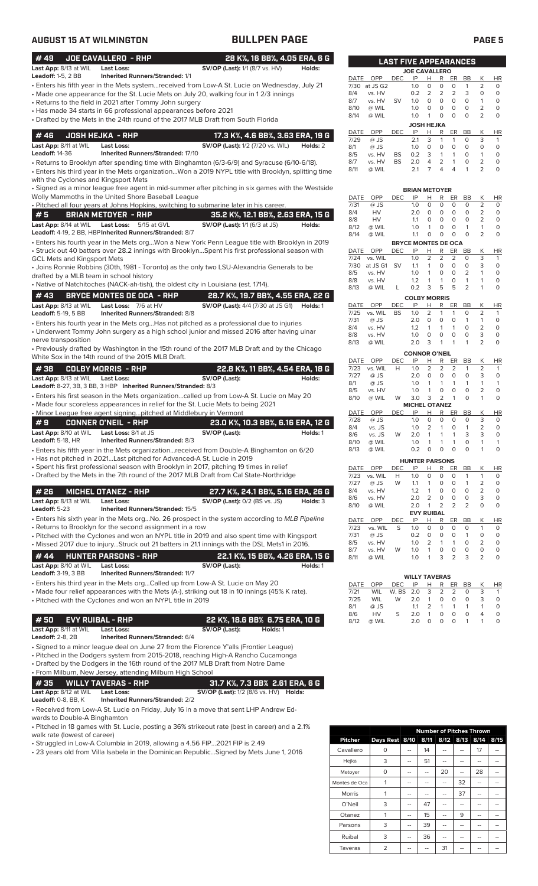## AUGUST 15 AT WILMINGTON — BULLPEN PAGE

### # 49 JOE CAVALLERO - RHP — 28 K%, 16 BB%, 4.05 ERA, 6 G

**Last App:** 8/13 at WIL **Last Loss:** **SV/OP (Last):** 1/1 (8/7 vs. HV) **Holds:**
**Leadoff:** 1-5, 2 BB **Inherited Runners/Stranded:** 1/1

- Enters his fifth year in the Mets system...received from Low-A St. Lucie on Wednesday, July 21
- Made one appearance for the St. Lucie Mets on July 20, walking four in 1 2/3 innings
- Returns to the field in 2021 after Tommy John surgery
- Has made 34 starts in 66 professional appearances before 2021
- Drafted by the Mets in the 24th round of the 2017 MLB Draft from South Florida

### # 46 JOSH HEJKA - RHP — 17.3 K%, 4.6 BB%, 3.63 ERA, 19 G

**Last App:** 8/11 at WIL **Last Loss:** **SV/OP (Last):** 1/2 (7/20 vs. WIL) **Holds:** 2
**Leadoff:** 14-36 **Inherited Runners/Stranded:** 17/10

- Returns to Brooklyn after spending time with Binghamton (6/3-6/9) and Syracuse (6/10-6/18).
- Enters his third year in the Mets organization...Won a 2019 NYPL title with Brooklyn, splitting time with the Cyclones and Kingsport Mets
- Signed as a minor league free agent in mid-summer after pitching in six games with the Westside Wolly Mammoths in the United Shore Baseball League
- Pitched all four years at Johns Hopkins, switching to submarine later in his career.

### # 5 BRIAN METOYER - RHP — 35.2 K%, 12.1 BB%, 2.63 ERA, 15 G

**Last App:** 8/14 at WIL **Last Loss:** 5/15 at GVL **SV/OP (Last):** 1/1 (6/3 at JS) **Holds:**
**Leadoff:** 4-19, 2 BB, HBP **Inherited Runners/Stranded:** 8/7

- Enters his fourth year in the Mets org...Won a New York Penn League title with Brooklyn in 2019
- Struck out 40 batters over 28.2 innings with Brooklyn...Spent his first professional season with GCL Mets and Kingsport Mets
- Joins Ronnie Robbins (30th, 1981 - Toronto) as the only two LSU-Alexandria Generals to be drafted by a MLB team in school history
- Native of Natchitoches (NACK-ah-tish), the oldest city in Louisiana (est. 1714).

### # 43 BRYCE MONTES DE OCA - RHP — 28.7 K%, 19.7 BB%, 4.55 ERA, 22 G

**Last App:** 8/13 at WIL **Last Loss:** 7/6 at HV **SV/OP (Last):** 4/4 (7/30 at JS G1) **Holds:** 1
**Leadoff:** 5-19, 5 BB **Inherited Runners/Stranded:** 8/8

- Enters his fourth year in the Mets org...Has not pitched as a professional due to injuries
- Underwent Tommy John surgery as a high school junior and missed 2016 after having ulnar nerve transposition
- Previously drafted by Washington in the 15th round of the 2017 MLB Draft and by the Chicago White Sox in the 14th round of the 2015 MLB Draft.

### # 38 COLBY MORRIS - RHP — 22.8 K%, 11 BB%, 4.54 ERA, 18 G

**Last App:** 8/13 at WIL **Last Loss:** **SV/OP (Last):** **Holds:**
**Leadoff:** 8-27, 3B, 3 BB, 3 HBP **Inherited Runners/Stranded:** 8/3

- Enters his first season in the Mets organization...called up from Low-A St. Lucie on May 20
- Made four scoreless appearances in relief for the St. Lucie Mets to being 2021
- Minor League free agent signing...pitched at Middlebury in Vermont

### # 9 CONNER O'NEIL - RHP — 23.0 K%, 10.3 BB%, 6.16 ERA, 12 G

**Last App:** 8/10 at WIL **Last Loss:** 8/1 at JS **SV/OP (Last):** **Holds:** 1
**Leadoff:** 5-18, HR **Inherited Runners/Stranded:** 8/3

- Enters his fifth year in the Mets organization...received from Double-A Binghamton on 6/20
- Has not pitched in 2021...Last pitched for Advanced-A St. Lucie in 2019
- Spent his first professional season with Brooklyn in 2017, pitching 19 times in relief
- Drafted by the Mets in the 7th round of the 2017 MLB Draft from Cal State-Northridge

### # 26 MICHEL OTANEZ - RHP — 27.7 K%, 24.1 BB%, 5.16 ERA, 26 G

**Last App:** 8/13 at WIL **Last Loss:** **SV/OP (Last):** 0/2 (BS vs. JS) **Holds:** 3
**Leadoff:** 5-23 **Inherited Runners/Stranded:** 15/5

- Enters his sixth year in the Mets org...No. 26 prospect in the system according to *MLB Pipeline*
- Returns to Brooklyn for the second assignment in a row
- Pitched with the Cyclones and won an NYPL title in 2019 and also spent time with Kingsport
- Missed 2017 due to injury...Struck out 21 batters in 21.1 innings with the DSL Mets1 in 2016.

### # 44 HUNTER PARSONS - RHP — 22.1 K%, 15 BB%, 4.26 ERA, 15 G

**Last App:** 8/10 at WIL **Last Loss:** **SV/OP (Last):** **Holds:** 1
**Leadoff:** 3-19, 3 BB **Inherited Runners/Stranded:** 11/7

- Enters his third year in the Mets org...Called up from Low-A St. Lucie on May 20
- Made four relief appearances with the Mets (A-), striking out 18 in 10 innings (45% K rate).
- Pitched with the Cyclones and won an NYPL title in 2019

### # 50 EVY RUIBAL - RHP — 22 K%, 18.6 BB% 6.75 ERA, 10 G

**Last App:** 8/11 at WIL **Last Loss:** **SV/OP (Last):** **Holds:** 1
**Leadoff:** 2-8, 2B **Inherited Runners/Stranded:** 6/4

- Signed to a minor league deal on June 27 from the Florence Y'alls (Frontier League)
- Pitched in the Dodgers system from 2015-2018, reaching High-A Rancho Cucamonga
- Drafted by the Dodgers in the 16th round of the 2017 MLB Draft from Notre Dame
- From Milburn, New Jersey, attending Milburn High School

### # 35 WILLY TAVERAS - RHP — 31.7 K%, 7.3 BB% 2.61 ERA, 6 G

**Last App:** 8/12 at WIL **Last Loss:** **SV/OP (Last):** 1/2 (8/6 vs. HV) **Holds:**
**Leadoff:** 0-8, BB, K **Inherited Runners/Stranded:** 2/2

- Received from Low-A St. Lucie on Friday, July 16 in a move that sent LHP Andrew Edwards to Double-A Binghamton
- Pitched in 18 games with St. Lucie, posting a 36% strikeout rate (best in career) and a 2.1% walk rate (lowest of career)
- Struggled in Low-A Columbia in 2019, allowing a 4.56 FIP...2021 FIP is 2.49
- 23 years old from Villa Isabela in the Dominican Republic...Signed by Mets June 1, 2016

## LAST FIVE APPEARANCES

**JOE CAVALLERO**

| DATE | OPP | DEC | IP | H | R | ER | BB | K | HR |
|---|---|---|---|---|---|---|---|---|---|
| 7/30 | at JS G2 | | 1.0 | 0 | 0 | 0 | 1 | 2 | 0 |
| 8/4 | vs. HV | | 0.2 | 2 | 2 | 2 | 3 | 0 | 0 |
| 8/7 | vs. HV | SV | 1.0 | 0 | 0 | 0 | 0 | 1 | 0 |
| 8/10 | @ WIL | | 1.0 | 0 | 0 | 0 | 0 | 2 | 0 |
| 8/14 | @ WIL | | 1.0 | 1 | 0 | 0 | 0 | 2 | 0 |

**JOSH HEJKA**

| DATE | OPP | DEC | IP | H | R | ER | BB | K | HR |
|---|---|---|---|---|---|---|---|---|---|
| 7/29 | @ JS | | 2.1 | 3 | 1 | 1 | 0 | 3 | 1 |
| 8/1 | @ JS | | 1.0 | 0 | 0 | 0 | 0 | 0 | 0 |
| 8/5 | vs. HV | BS | 0.2 | 3 | 1 | 1 | 0 | 1 | 0 |
| 8/7 | vs. HV | BS | 2.0 | 4 | 2 | 1 | 0 | 2 | 0 |
| 8/11 | @ WIL | | 2.1 | 7 | 4 | 4 | 1 | 2 | 0 |

**BRIAN METOYER**

| DATE | OPP | DEC | IP | H | R | ER | BB | K | HR |
|---|---|---|---|---|---|---|---|---|---|
| 7/31 | @ JS | | 1.0 | 0 | 0 | 0 | 0 | 2 | 0 |
| 8/4 | HV | | 2.0 | 0 | 0 | 0 | 0 | 2 | 0 |
| 8/8 | HV | | 1.1 | 0 | 0 | 0 | 0 | 2 | 0 |
| 8/12 | @ WIL | | 1.0 | 1 | 0 | 0 | 1 | 1 | 0 |
| 8/14 | @ WIL | | 1.1 | 0 | 0 | 0 | 0 | 2 | 0 |

**BRYCE MONTES DE OCA**

| DATE | OPP | DEC | IP | H | R | ER | BB | K | HR |
|---|---|---|---|---|---|---|---|---|---|
| 7/24 | vs. WIL | | 1.0 | 2 | 2 | 2 | 0 | 3 | 1 |
| 7/30 | at JS G1 | SV | 1.1 | 1 | 0 | 0 | 0 | 3 | 0 |
| 8/5 | vs. HV | | 1.0 | 1 | 0 | 0 | 2 | 1 | 0 |
| 8/8 | vs. HV | | 1.2 | 1 | 1 | 0 | 1 | 1 | 0 |
| 8/13 | @ WIL | L | 0.2 | 3 | 5 | 5 | 2 | 1 | 0 |

**COLBY MORRIS**

| DATE | OPP | DEC | IP | H | R | ER | BB | K | HR |
|---|---|---|---|---|---|---|---|---|---|
| 7/25 | vs. WIL | BS | 1.0 | 2 | 1 | 1 | 0 | 2 | 1 |
| 7/31 | @ JS | | 2.0 | 0 | 0 | 0 | 1 | 1 | 0 |
| 8/4 | vs. HV | | 1.2 | 1 | 1 | 1 | 0 | 2 | 0 |
| 8/8 | vs. HV | | 1.0 | 0 | 0 | 0 | 0 | 3 | 0 |
| 8/13 | @ WIL | | 2.0 | 3 | 1 | 1 | 1 | 2 | 0 |

**CONNOR O'NEIL**

| DATE | OPP | DEC | IP | H | R | ER | BB | K | HR |
|---|---|---|---|---|---|---|---|---|---|
| 7/23 | vs. WIL | H | 1.0 | 2 | 2 | 2 | 1 | 2 | 1 |
| 7/27 | @ JS | | 2.0 | 0 | 0 | 0 | 0 | 3 | 0 |
| 8/1 | @ JS | | 1.0 | 1 | 1 | 1 | 1 | 1 | 1 |
| 8/5 | vs. HV | | 1.0 | 1 | 0 | 0 | 0 | 2 | 0 |
| 8/10 | @ WIL | W | 3.0 | 3 | 2 | 1 | 0 | 1 | 0 |

**MICHEL OTANEZ**

| DATE | OPP | DEC | IP | H | R | ER | BB | K | HR |
|---|---|---|---|---|---|---|---|---|---|
| 7/28 | @ JS | | 1.0 | 0 | 0 | 0 | 0 | 3 | 0 |
| 8/4 | vs. JS | | 1.0 | 2 | 1 | 0 | 1 | 2 | 0 |
| 8/6 | vs. JS | W | 2.0 | 1 | 1 | 1 | 3 | 3 | 0 |
| 8/10 | @ WIL | | 1.0 | 1 | 1 | 1 | 0 | 1 | 1 |
| 8/13 | @ WIL | | 0.2 | 0 | 0 | 0 | 0 | 1 | 0 |

**HUNTER PARSONS**

| DATE | OPP | DEC | IP | H | R | ER | BB | K | HR |
|---|---|---|---|---|---|---|---|---|---|
| 7/23 | vs. WIL | H | 1.0 | 0 | 0 | 0 | 1 | 1 | 0 |
| 7/27 | @ JS | W | 1.1 | 1 | 0 | 0 | 1 | 2 | 0 |
| 8/4 | vs. HV | | 1.2 | 1 | 0 | 0 | 0 | 2 | 0 |
| 8/6 | vs. HV | | 2.0 | 2 | 0 | 0 | 0 | 3 | 0 |
| 8/10 | @ WIL | | 2.0 | 1 | 2 | 2 | 2 | 0 | 0 |

**EVY RUIBAL**

| DATE | OPP | DEC | IP | H | R | ER | BB | K | HR |
|---|---|---|---|---|---|---|---|---|---|
| 7/23 | vs. WIL | S | 1.0 | 0 | 0 | 0 | 0 | 1 | 0 |
| 7/31 | @ JS | | 0.2 | 0 | 0 | 0 | 1 | 0 | 0 |
| 8/5 | vs. HV | | 1.0 | 2 | 1 | 1 | 0 | 2 | 0 |
| 8/7 | vs. HV | W | 1.0 | 1 | 0 | 0 | 0 | 0 | 0 |
| 8/11 | @ WIL | | 1.0 | 1 | 3 | 2 | 3 | 2 | 0 |

**WILLY TAVERAS**

| DATE | OPP | DEC | IP | H | R | ER | BB | K | HR |
|---|---|---|---|---|---|---|---|---|---|
| 7/21 | WIL | W, BS | 2.0 | 3 | 2 | 2 | 0 | 3 | 1 |
| 7/25 | WIL | W | 2.0 | 1 | 0 | 0 | 0 | 3 | 0 |
| 8/1 | @ JS | | 1.1 | 2 | 1 | 1 | 1 | 1 | 0 |
| 8/6 | HV | S | 2.0 | 1 | 0 | 0 | 0 | 4 | 0 |
| 8/12 | @ WIL | | 2.0 | 0 | 0 | 0 | 1 | 1 | 0 |

## Number of Pitches Thrown

| Pitcher | Days Rest | 8/10 | 8/11 | 8/12 | 8/13 | 8/14 | 8/15 |
|---|---|---|---|---|---|---|---|
| Cavallero | 0 | -- | 14 | -- | -- | 17 | -- |
| Hejka | 3 | -- | 51 | -- | -- | -- | -- |
| Metoyer | 0 | -- | -- | 20 | -- | 28 | -- |
| Montes de Oca | 1 | -- | -- | -- | 32 | -- | -- |
| Morris | 1 | -- | -- | -- | 37 | -- | -- |
| O'Neil | 3 | -- | 47 | -- | -- | -- | -- |
| Otanez | 1 | -- | 15 | -- | 9 | -- | -- |
| Parsons | 3 | -- | 39 | -- | -- | -- | -- |
| Ruibal | 3 | -- | 36 | -- | -- | -- | -- |
| Taveras | 2 | -- | -- | 31 | -- | -- | -- |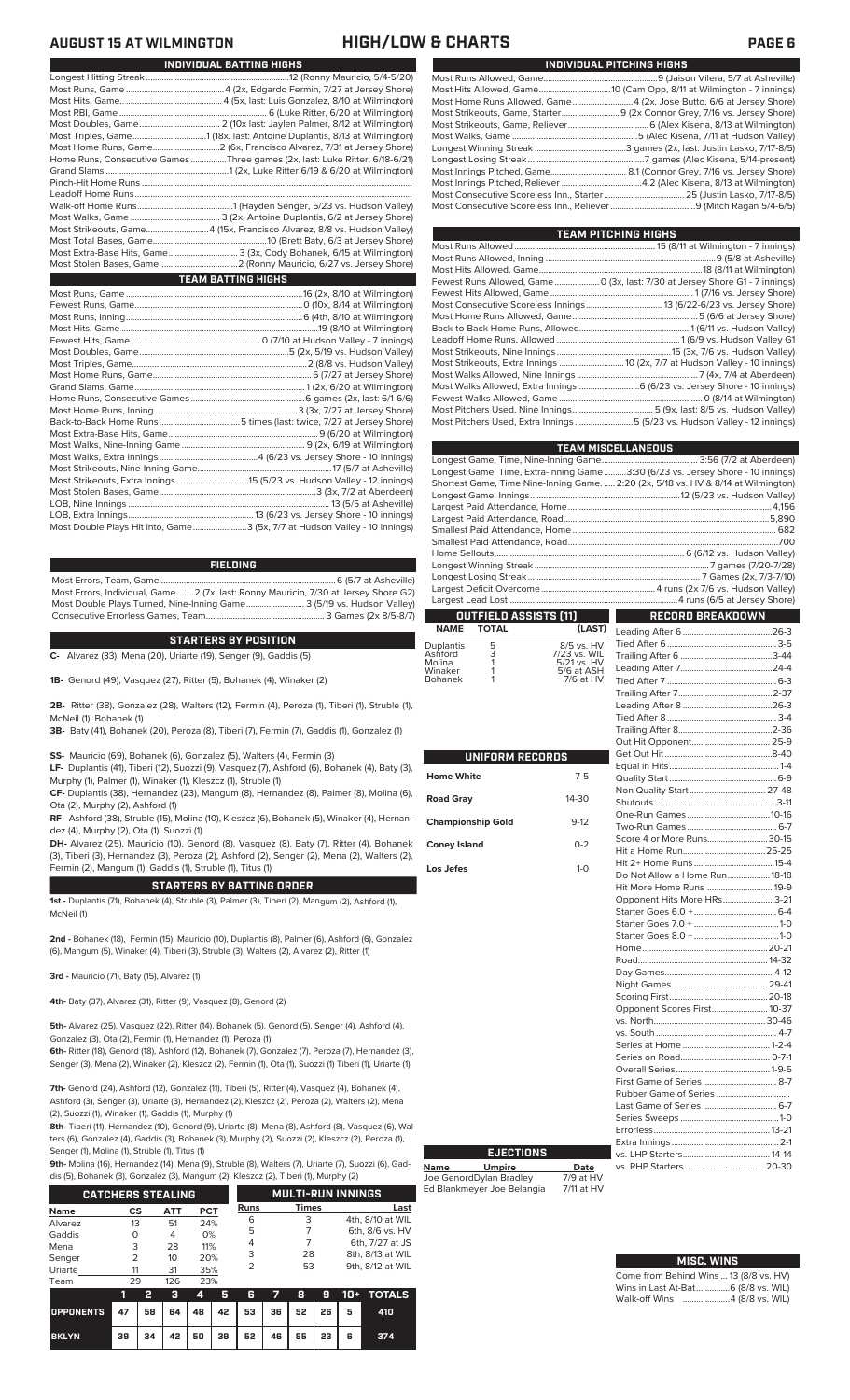# AUGUST 15 AT WILMINGTON — HIGH/LOW & CHARTS

## INDIVIDUAL BATTING HIGHS

| | |
|---|---|
| Longest Hitting Streak | 12 (Ronny Mauricio, 5/4-5/20) |
| Most Runs, Game | 4 (2x, Edgardo Fermin, 7/27 at Jersey Shore) |
| Most Hits, Game | 4 (5x, last: Luis Gonzalez, 8/10 at Wilmington) |
| Most RBI, Game | 6 (Luke Ritter, 6/20 at Wilmington) |
| Most Doubles, Game | 2 (10x last: Jaylen Palmer, 8/12 at Wilmington) |
| Most Triples, Game | 1 (18x, last: Antoine Duplantis, 8/13 at Wilmington) |
| Most Home Runs, Game | 2 (6x, Francisco Alvarez, 7/31 at Jersey Shore) |
| Home Runs, Consecutive Games | Three games (2x, last: Luke Ritter, 6/18-6/21) |
| Grand Slams | 1 (2x, Luke Ritter 6/19 & 6/20 at Wilmington) |
| Pinch-Hit Home Runs | |
| Leadoff Home Runs | |
| Walk-off Home Runs | 1 (Hayden Senger, 5/23 vs. Hudson Valley) |
| Most Walks, Game | 3 (2x, Antoine Duplantis, 6/2 at Jersey Shore) |
| Most Strikeouts, Game | 4 (15x, Francisco Alvarez, 8/8 vs. Hudson Valley) |
| Most Total Bases, Game | 10 (Brett Baty, 6/3 at Jersey Shore) |
| Most Extra-Base Hits, Game | 3 (3x, Cody Bohanek, 6/15 at Wilmington) |
| Most Stolen Bases, Game | 2 (Ronny Mauricio, 6/27 vs. Jersey Shore) |

## TEAM BATTING HIGHS

| | |
|---|---|
| Most Runs, Game | 16 (2x, 8/10 at Wilmington) |
| Fewest Runs, Game | 0 (10x, 8/14 at Wilmington) |
| Most Runs, Inning | 6 (4th, 8/10 at Wilmington) |
| Most Hits, Game | 19 (8/10 at Wilmington) |
| Fewest Hits, Game | 0 (7/10 at Hudson Valley - 7 innings) |
| Most Doubles, Game | 5 (2x, 5/19 vs. Hudson Valley) |
| Most Triples, Game | 2 (8/8 vs. Hudson Valley) |
| Most Home Runs, Game | 6 (7/27 at Jersey Shore) |
| Grand Slams, Game | 1 (2x, 6/20 at Wilmington) |
| Home Runs, Consecutive Games | 6 games (2x, last: 6/1-6/6) |
| Most Home Runs, Inning | 3 (3x, 7/27 at Jersey Shore) |
| Back-to-Back Home Runs | 5 times (last: twice, 7/27 at Jersey Shore) |
| Most Extra-Base Hits, Game | 9 (6/20 at Wilmington) |
| Most Walks, Nine-Inning Game | 9 (2x, 6/19 at Wilmington) |
| Most Walks, Extra Innings | 4 (6/23 vs. Jersey Shore - 10 innings) |
| Most Strikeouts, Nine-Inning Game | 17 (5/7 at Asheville) |
| Most Strikeouts, Extra Innings | 15 (5/23 vs. Hudson Valley - 12 innings) |
| Most Stolen Bases, Game | 3 (3x, 7/2 at Aberdeen) |
| LOB, Nine Innings | 13 (5/5 at Asheville) |
| LOB, Extra Innings | 13 (6/23 vs. Jersey Shore - 10 innings) |
| Most Double Plays Hit into, Game | 3 (5x, 7/7 at Hudson Valley - 10 innings) |

## FIELDING

| | |
|---|---|
| Most Errors, Team, Game | 6 (5/7 at Asheville) |
| Most Errors, Individual, Game | 2 (7x, last: Ronny Mauricio, 7/30 at Jersey Shore G2) |
| Most Double Plays Turned, Nine-Inning Game | 3 (5/19 vs. Hudson Valley) |
| Consecutive Errorless Games, Team | 3 Games (2x 8/5-8/7) |

## STARTERS BY POSITION

**C-** Alvarez (33), Mena (20), Uriarte (19), Senger (9), Gaddis (5)

**1B-** Genord (49), Vasquez (27), Ritter (5), Bohanek (4), Winaker (2)

**2B-** Ritter (38), Gonzalez (28), Walters (12), Fermin (4), Peroza (1), Tiberi (1), Struble (1), McNeil (1), Bohanek (1)

**3B-** Baty (41), Bohanek (20), Peroza (8), Tiberi (7), Fermin (7), Gaddis (1), Gonzalez (1)

**SS-** Mauricio (69), Bohanek (6), Gonzalez (5), Walters (4), Fermin (3)

**LF-** Duplantis (41), Tiberi (12), Suozzi (9), Vasquez (7), Ashford (6), Bohanek (6), Baty (3), Murphy (1), Palmer (1), Winaker (1), Kleszcz (1), Struble (1)

**CF-** Duplantis (38), Hernandez (23), Mangum (8), Hernandez (8), Palmer (8), Molina (6), Ota (2), Murphy (2), Ashford (1)

**RF-** Ashford (38), Struble (15), Molina (10), Kleszcz (6), Bohanek (5), Winaker (4), Hernandez (4), Murphy (2), Ota (1), Suozzi (1)

**DH-** Alvarez (25), Mauricio (10), Genord (8), Vasquez (8), Baty (7), Ritter (4), Bohanek (3), Tiberi (3), Hernandez (3), Peroza (2), Ashford (2), Senger (2), Mena (2), Walters (2), Fermin (2), Mangum (1), Gaddis (1), Struble (1), Titus (1)

## STARTERS BY BATTING ORDER

**1st -** Duplantis (71), Bohanek (4), Struble (3), Palmer (3), Tiberi (2), Mangum (2), Ashford (1), McNeil (1)

**2nd -** Bohanek (18), Fermin (15), Mauricio (10), Duplantis (8), Palmer (6), Ashford (6) Gonzalez (6), Mangum (5), Winaker (4), Tiberi (3), Struble (3), Walters (2), Alvarez (2), Ritter (1)

**3rd -** Mauricio (71), Baty (15), Alvarez (1)

**4th-** Baty (37), Alvarez (31), Ritter (9), Vasquez (8), Genord (2)

**5th-** Alvarez (25), Vasquez (22), Ritter (14), Bohanek (5), Genord (5), Senger (4), Ashford (4), Gonzalez (3), Ota (2), Fermin (1), Hernandez (1), Peroza (1)

**6th-** Ritter (18), Genord (18), Ashford (12), Bohanek (7), Gonzalez (7), Peroza (7), Hernandez (3), Senger (3), Mena (3), Winaker (2), Kleszcz (2), Fermin (1), Ota (1), Suozzi (1) Tiberi (1), Uriarte (1)

**7th-** Genord (24), Ashford (12), Gonzalez (11), Tiberi (5), Ritter (4), Vasquez (4), Bohanek (4), Ashford (3), Senger (3), Uriarte (3), Hernandez (2), Kleszcz (2), Peroza (2), Walters (2), Mena (2), Suozzi (1), Winaker (1), Gaddis (1), Murphy (1)

**8th-** Tiberi (11), Hernandez (10), Genord (9), Uriarte (8), Mena (8), Ashford (8), Vasquez (6), Walters (6), Gonzalez (4), Gaddis (3), Bohanek (3), Murphy (2), Suozzi (2), Kleszcz (2), Peroza (1), Senger (1), Molina (1), Struble (1), Titus (1)

**9th-** Molina (16), Hernandez (14), Mena (9), Struble (8), Walters (7), Uriarte (7), Suozzi (6), Gaddis (5), Bohanek (3), Gonzalez (3), Mangum (2), Ashford (1), Murphy (2)

## CATCHERS STEALING

| Name | CS | ATT | PCT |
|---|---|---|---|
| Alvarez | 13 | 51 | 24% |
| Gaddis | 0 | 4 | 0% |
| Mena | 3 | 28 | 11% |
| Senger | 2 | 10 | 20% |
| Uriarte | 11 | 31 | 35% |
| Team | 29 | 126 | 23% |

## MULTI-RUN INNINGS

| Runs | Times | Last |
|---|---|---|
| 6 | 3 | 4th, 8/10 at WIL |
| 5 | 7 | 6th, 8/6 vs. HV |
| 4 | 7 | 6th, 7/27 at JS |
| 3 | 28 | 8th, 8/13 at WIL |
| 2 | 53 | 9th, 8/12 at WIL |

| | 1 | 2 | 3 | 4 | 5 | 6 | 7 | 8 | 9 | 10+ | TOTALS |
|---|---|---|---|---|---|---|---|---|---|---|---|
| OPPONENTS | 47 | 58 | 64 | 48 | 42 | 53 | 36 | 52 | 26 | 5 | 410 |
| BKLYN | 39 | 34 | 42 | 50 | 39 | 52 | 46 | 55 | 23 | 6 | 374 |

## INDIVIDUAL PITCHING HIGHS

| | |
|---|---|
| Most Runs Allowed, Game | 9 (Jaison Vilera, 5/7 at Asheville) |
| Most Hits Allowed, Game | 10 (Cam Opp, 8/11 at Wilmington - 7 innings) |
| Most Home Runs Allowed, Game | 4 (2x, Jose Butto, 6/6 at Jersey Shore) |
| Most Strikeouts, Game, Starter | 9 (2x Connor Grey, 7/16 vs. Jersey Shore) |
| Most Strikeouts, Game, Reliever | 6 (Alex Kisena, 8/13 at Wilmington) |
| Most Walks, Game | 5 (Alec Kisena, 7/11 at Hudson Valley) |
| Longest Winning Streak | 3 games (2x, last: Justin Lasko, 7/17-8/5) |
| Longest Losing Streak | 7 games (Alec Kisena, 5/14-present) |
| Most Innings Pitched, Game | 8.1 (Connor Grey, 7/16 vs. Jersey Shore) |
| Most Innings Pitched, Reliever | 4.2 (Alec Kisena, 8/13 at Wilmington) |
| Most Consecutive Scoreless Inn., Starter | 25 (Justin Lasko, 7/17-8/5) |
| Most Consecutive Scoreless Inn., Reliever | 9 (Mitch Ragan 5/4-6/5) |

## TEAM PITCHING HIGHS

| | |
|---|---|
| Most Runs Allowed | 15 (8/11 at Wilmington - 7 innings) |
| Most Runs Allowed, Inning | 9 (5/8 at Asheville) |
| Most Hits Allowed, Game | 18 (8/11 at Wilmington) |
| Fewest Runs Allowed, Game | 0 (3x, last: 7/30 at Jersey Shore G1 - 7 innings) |
| Fewest Hits Allowed, Game | 1 (7/16 vs. Jersey Shore) |
| Most Consecutive Scoreless Innings | 13 (6/22-6/23 vs. Jersey Shore) |
| Most Home Runs Allowed, Game | 5 (6/6 at Jersey Shore) |
| Back-to-Back Home Runs, Allowed | 1 (6/11 vs. Hudson Valley) |
| Leadoff Home Runs, Allowed | 1 (6/9 vs. Hudson Valley G1 |
| Most Strikeouts, Nine Innings | 15 (3x, 7/6 vs. Hudson Valley) |
| Most Strikeouts, Extra Innings | 10 (2x, 7/7 at Hudson Valley - 10 innings) |
| Most Walks Allowed, Nine Innings | 7 (4x, 7/4 at Aberdeen) |
| Most Walks Allowed, Extra Innings | 6 (6/23 vs. Jersey Shore - 10 innings) |
| Fewest Walks Allowed, Game | 0 (8/14 at Wilmington) |
| Most Pitchers Used, Nine Innings | 5 (9x, last: 8/5 vs. Hudson Valley) |
| Most Pitchers Used, Extra Innings | 5 (5/23 vs. Hudson Valley - 12 innings) |

## TEAM MISCELLANEOUS

| | |
|---|---|
| Longest Game, Time, Nine-Inning Game | 3:56 (7/2 at Aberdeen) |
| Longest Game, Time, Extra-Inning Game | 3:30 (6/23 vs. Jersey Shore - 10 innings) |
| Shortest Game, Time, Nine-Inning Game | 2:20 (2x, 5/18 vs. HV & 8/14 in Wilmington) |
| Longest Game, Innings | 12 (5/23 vs. Hudson Valley) |
| Largest Paid Attendance, Home | 4,156 |
| Largest Paid Attendance, Road | 5,890 |
| Smallest Paid Attendance, Home | 682 |
| Smallest Paid Attendance, Road | 700 |
| Home Sellouts | 6 (6/12 vs. Hudson Valley) |
| Longest Winning Streak | 7 games (7/20-7/28) |
| Longest Losing Streak | 7 Games (2x, 7/3-7/10) |
| Largest Deficit Overcome | 4 runs (2x 7/6 vs. Hudson Valley) |
| Largest Lead Lost | 4 runs (6/5 at Jersey Shore) |

## OUTFIELD ASSISTS (11)

| NAME | TOTAL | (LAST) |
|---|---|---|
| Duplantis | 5 | 8/5 vs. HV |
| Ashford | 3 | 7/23 vs. WIL |
| Molina | 1 | 5/21 vs. HV |
| Winaker | 1 | 5/6 at ASH |
| Bohanek | 1 | 7/6 at HV |

## UNIFORM RECORDS

| | |
|---|---|
| Home White | 7-5 |
| Road Gray | 14-30 |
| Championship Gold | 9-12 |
| Coney Island | 0-2 |
| Los Jefes | 1-0 |

## RECORD BREAKDOWN

| | |
|---|---|
| Leading After 6 | 26-3 |
| Tied After 6 | 3-5 |
| Trailing After 6 | 3-44 |
| Leading After 7 | 24-4 |
| Tied After 7 | 6-3 |
| Trailing After 7 | 2-37 |
| Leading After 8 | 26-3 |
| Tied After 8 | 3-4 |
| Trailing After 8 | 2-36 |
| Out Hit Opponent | 25-9 |
| Get Out Hit | 8-40 |
| Equal in Hits | 1-4 |
| Quality Start | 6-9 |
| Non Quality Start | 27-48 |
| Shutouts | 3-11 |
| One-Run Games | 10-16 |
| Two-Run Games | 6-7 |
| Score 4 or More Runs | 30-15 |
| Hit a Home Run | 25-25 |
| Hit 2+ Home Runs | 15-4 |
| Do Not Allow a Home Run | 18-18 |
| Hit More Home Runs | 19-9 |
| Opponent Hits More HRs | 3-21 |
| Starter Goes 6.0 + | 6-4 |
| Starter Goes 7.0 + | 1-0 |
| Starter Goes 8.0 + | 1-0 |
| Home | 20-21 |
| Road | 14-32 |
| Day Games | 4-12 |
| Night Games | 29-41 |
| Scoring First | 20-18 |
| Opponent Scores First | 10-37 |
| vs. North | 30-46 |
| vs. South | 4-7 |
| Series at Home | 1-2-4 |
| Series on Road | 0-7-1 |
| Overall Series | 1-9-5 |
| First Game of Series | 8-7 |
| Rubber Game of Series | |
| Last Game of Series | 6-7 |
| Series Sweeps | 1-0 |
| Errorless | 13-21 |
| Extra Innings | 2-1 |
| vs. LHP Starters | 14-14 |
| vs. RHP Starters | 20-30 |

## EJECTIONS

| Name | Umpire | Date |
|---|---|---|
| Joe Genord | Dylan Bradley | 7/9 at HV |
| Ed Blankmeyer | Joe Belangia | 7/11 at HV |

## MISC. WINS

| | |
|---|---|
| Come from Behind Wins | 13 (8/8 vs. HV) |
| Wins in Last At-Bat | 6 (8/8 vs. WIL) |
| Walk-off Wins | 4 (8/8 vs. WIL) |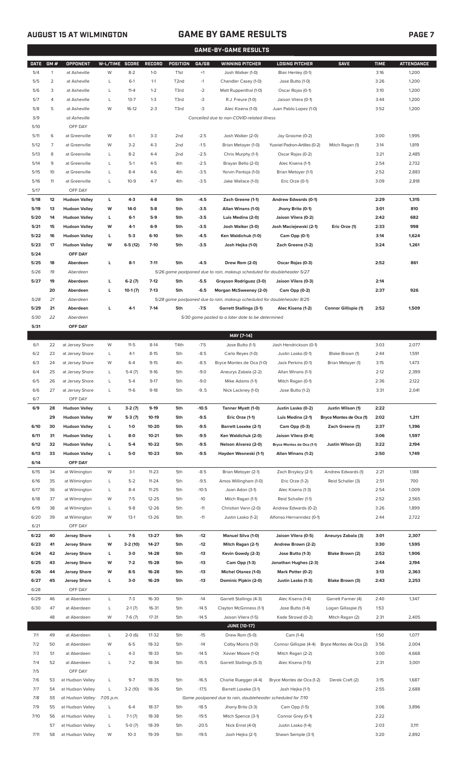# AUGUST 15 AT WILMINGTON — GAME BY GAME RESULTS

## GAME-BY-GAME RESULTS

| DATE | GM # | OPPONENT | W-L/TIME | SCORE | RECORD | POSITION | GA/GB | WINNING PITCHER | LOSING PITCHER | SAVE | TIME | ATTENDANCE |
|---|---|---|---|---|---|---|---|---|---|---|---|---|
| 5/4 | 1 | at Asheville | W | 8-2 | 1-0 | T1st | +1 | Josh Walker (1-0) | Blair Henley (0-1) | | 3:16 | 1,200 |
| 5/5 | 2 | at Asheville | L | 6-1 | 1-1 | T2nd | -1 | Chandler Casey (1-0) | Jose Butto (1-0) | | 3:26 | 1,200 |
| 5/6 | 3 | at Asheville | L | 11-4 | 1-2 | T3rd | -2 | Matt Ruppenthal (1-0) | Oscar Rojas (0-1) | | 3:10 | 1,200 |
| 5/7 | 4 | at Asheville | L | 13-7 | 1-3 | T3rd | -3 | R.J. Freure (1-0) | Jaison Vilera (0-1) | | 3:44 | 1,200 |
| 5/8 | 5 | at Asheville | W | 16-12 | 2-3 | T3rd | -3 | Alec Kisena (1-0) | Juan Pablo Lopez (1-0) | | 3:52 | 1,200 |
| 5/9 | | at Asheville | | | | | | Cancelled due to non-COVID-related illness | | | | |
| 5/10 | | OFF DAY | | | | | | | | | | |
| 5/11 | 6 | at Greenville | W | 6-1 | 3-3 | 2nd | -2.5 | Josh Walker (2-0) | Jay Groome (0-2) | | 3:00 | 1,995 |
| 5/12 | 7 | at Greenville | W | 3-2 | 4-3 | 2nd | -1.5 | Brian Metoyer (1-0) | Yusniel Padron-Artilles (0-2) | Mitch Ragan (1) | 3:14 | 1,819 |
| 5/13 | 8 | at Greenville | L | 8-2 | 4-4 | 2nd | -2.5 | Chris Murphy (1-1) | Oscar Rojas (0-2) | | 3:21 | 2,485 |
| 5/14 | 9 | at Greenville | L | 5-1 | 4-5 | 4th | -2.5 | Brayan Bello (2-0) | Alec Kisena (1-1) | | 2:54 | 2,732 |
| 5/15 | 10 | at Greenville | L | 8-4 | 4-6 | 4th | -3.5 | Yorvin Pantoja (1-0) | Brian Metoyer (1-1) | | 2:52 | 2,883 |
| 5/16 | 11 | at Greenville | L | 10-9 | 4-7 | 4th | -3.5 | Jake Wallace (1-0) | Eric Orze (0-1) | | 3:09 | 2,818 |
| 5/17 | | OFF DAY | | | | | | | | | | |
| **5/18** | **12** | **Hudson Valley** | **L** | **4-3** | **4-8** | **5th** | **-4.5** | **Zach Greene (1-1)** | **Andrew Edwards (0-1)** | | **2:29** | **1,315** |
| **5/19** | **13** | **Hudson Valley** | **W** | **14-0** | **5-8** | **5th** | **-3.5** | **Allan Winans (1-0)** | **Jhony Brito (0-1)** | | **3:01** | **810** |
| **5/20** | **14** | **Hudson Valley** | **L** | **6-1** | **5-9** | **5th** | **-3.5** | **Luis Medina (2-0)** | **Jaison Vilera (0-2)** | | **2:42** | **682** |
| **5/21** | **15** | **Hudson Valley** | **W** | **4-1** | **6-9** | **5th** | **-3.5** | **Josh Walker (3-0)** | **Josh Maciejewski (2-1)** | **Eric Orze (1)** | **2:33** | **998** |
| **5/22** | **16** | **Hudson Valley** | **L** | **5-3** | **6-10** | **5th** | **-4.5** | **Ken Waldichuk (1-0)** | **Cam Opp (0-1)** | | **3:14** | **1,624** |
| **5/23** | **17** | **Hudson Valley** | **W** | **6-5 (12)** | **7-10** | **5th** | **-3.5** | **Josh Hejka (1-0)** | **Zach Greene (1-2)** | | **3:24** | **1,261** |
| **5/24** | | **OFF DAY** | | | | | | | | | | |
| **5/25** | **18** | **Aberdeen** | **L** | **8-1** | **7-11** | **5th** | **-4.5** | **Drew Rom (2-0)** | **Oscar Rojas (0-3)** | | **2:52** | **861** |
| *5/26* | *19* | *Aberdeen* | | | | | | *5/26 game postponed due to rain, makeup scheduled for doubleheader 5/27* | | | | |
| **5/27** | **19** | **Aberdeen** | **L** | **6-2 (7)** | **7-12** | **5th** | **-5.5** | **Grayson Rodriguez (3-0)** | **Jaison Vilera (0-3)** | | **2:14** | |
| | **20** | **Aberdeen** | **L** | **10-1 (7)** | **7-13** | **5th** | **-6.5** | **Morgan McSweeney (2-0)** | **Cam Opp (0-2)** | | **2:37** | **926** |
| *5/28* | *21* | *Aberdeen* | | | | | | *5/28 game postponed due to rain, makeup scheduled for doubleheader 8/25* | | | | |
| **5/29** | **21** | **Aberdeen** | **L** | **4-1** | **7-14** | **5th** | **-7.5** | **Garrett Stallings (3-1)** | **Alec Kisena (1-2)** | **Connor Gillispie (1)** | **2:52** | **1,509** |
| *5/30* | *22* | *Aberdeen* | | | | | | *5/30 game posted to a later date to be determined* | | | | |
| **5/31** | | **OFF DAY** | | | | | | | | | | |
| | | | | | | | | **MAY [7-14]** | | | | |
| 6/1 | 22 | at Jersey Shore | W | 11-5 | 8-14 | T4th | -7.5 | Jose Butto (1-1) | Josh Hendrickson (0-1) | | 3:03 | 2,077 |
| 6/2 | 23 | at Jersey Shore | L | 4-1 | 8-15 | 5th | -8.5 | Carlo Reyes (1-0) | Justin Lasko (0-1) | Blake Brown (1) | 2:44 | 1,591 |
| 6/3 | 24 | at Jersey Shore | W | 6-4 | 9-15 | 4th | -8.5 | Bryce Montes de Oca (1-0) | Jack Perkins (0-1) | Brian Metoyer (1) | 3:15 | 1,473 |
| 6/4 | 25 | at Jersey Shore | L | 5-4 (7) | 9-16 | 5th | -9.0 | Aneurys Zabala (2-2) | Allan Winans (1-1) | | 2:12 | 2,399 |
| 6/5 | 26 | at Jersey Shore | L | 5-4 | 9-17 | 5th | -9.0 | Mike Adams (1-1) | Mitch Ragan (0-1) | | 2:36 | 2,122 |
| 6/6 | 27 | at Jersey Shore | L | 11-6 | 9-18 | 5th | -9..5 | Nick Lackney (1-0) | Jose Butto (1-2) | | 3:31 | 2,041 |
| 6/7 | | OFF DAY | | | | | | | | | | |
| **6/9** | **28** | **Hudson Valley** | **L** | **3-2 (7)** | **9-19** | **5th** | **-10.5** | **Tanner Myatt (1-0)** | **Justin Lasko (0-2)** | **Justin Wilson (1)** | **2:22** | |
| | **29** | **Hudson Valley** | **W** | **5-3 (7)** | **10-19** | **5th** | **-9.5** | **Eric Orze (1-1)** | **Luis Medina (2-1)** | **Bryce Montes de Oca (1)** | **2:02** | **1,211** |
| **6/10** | **30** | **Hudson Valley** | **L** | **1-0** | **10-20** | **5th** | **-9.5** | **Barrett Loseke (2-1)** | **Cam Opp (0-3)** | **Zach Greene (1)** | **2:37** | **1,396** |
| **6/11** | **31** | **Hudson Valley** | **L** | **8-0** | **10-21** | **5th** | **-9.5** | **Ken Waldichuk (2-0)** | **Jaison Vilera (0-4)** | | **3:06** | **1,597** |
| **6/12** | **32** | **Hudson Valley** | **L** | **5-4** | **10-22** | **5th** | **-9.5** | **Nelson Alvarez (2-0)** | **Bryce Montes de Oca (1-1)** | **Justin Wilson (2)** | **3:22** | **2,194** |
| **6/13** | **33** | **Hudson Valley** | **L** | **5-0** | **10-23** | **5th** | **-9.5** | **Hayden Wesneski (1-1)** | **Allan Winans (1-2)** | | **2:50** | **1,749** |
| **6/14** | | **OFF DAY** | | | | | | | | | | |
| 6/15 | 34 | at Wilmington | W | 3-1 | 11-23 | 5th | -8.5 | Brian Metoyer (2-1) | Zach Brzykcy (2-1) | Andrew Edwards (1) | 2:21 | 1,188 |
| 6/16 | 35 | at Wilmington | L | 5-2 | 11-24 | 5th | -9.5 | Amos Willingham (1-0) | Eric Orze (1-2) | Reid Schaller (3) | 2:51 | 700 |
| 6/17 | 36 | at Wilmington | L | 8-4 | 11-25 | 5th | -10.5 | Joan Adon (3-1) | Alec Kisena (1-3) | | 2:54 | 1,009 |
| 6/18 | 37 | at Wilmington | W | 7-5 | 12-25 | 5th | -10 | Mitch Ragan (1-1) | Reid Schaller (1-1) | | 2:52 | 2,565 |
| 6/19 | 38 | at Wilmington | L | 9-8 | 12-26 | 5th | -11 | Christian Vann (2-0) | Andrew Edwards (0-2) | | 3:26 | 1,899 |
| 6/20 | 39 | at Wilmington | W | 13-1 | 13-26 | 5th | -11 | Justin Lasko (1-2) | Alfonso Hernanndez (0-1) | | 2:44 | 2,722 |
| 6/21 | | OFF DAY | | | | | | | | | | |
| **6/22** | **40** | **Jersey Shore** | **L** | **7-5** | **13-27** | **5th** | **-12** | **Manuel Silva (1-0)** | **Jaison Vilera (0-5)** | **Aneurys Zabala (3)** | **3:01** | **2,307** |
| **6/23** | **41** | **Jersey Shore** | **W** | **3-2 (10)** | **14-27** | **5th** | **-12** | **Mitch Ragan (2-1)** | **Andrew Brown (2-2)** | | **3:30** | **1,595** |
| **6/24** | **42** | **Jersey Shore** | **L** | **3-0** | **14-28** | **5th** | **-13** | **Kevin Gowdy (2-3)** | **Jose Butto (1-3)** | **Blake Brown (2)** | **2:52** | **1,906** |
| **6/25** | **43** | **Jersey Shore** | **W** | **7-2** | **15-28** | **5th** | **-13** | **Cam Opp (1-3)** | **Jonathan Hughes (2-3)** | | **2:44** | **2,194** |
| **6/26** | **44** | **Jersey Shore** | **W** | **8-5** | **16-28** | **5th** | **-13** | **Michel Otanez (1-0)** | **Mark Potter (0-2)** | | **3:13** | **2,363** |
| **6/27** | **45** | **Jersey Shore** | **L** | **3-0** | **16-29** | **5th** | **-13** | **Dominic Pipkin (2-0)** | **Justin Lasko (1-3)** | **Blake Brown (3)** | **2:43** | **2,253** |
| 6/28 | | OFF DAY | | | | | | | | | | |
| 6/29 | 46 | at Aberdeen | L | 7-3 | 16-30 | 5th | -14 | Garrett Stallings (4-3) | Alec Kisena (1-4) | Garrett Farmer (4) | 2:40 | 1,347 |
| 6/30 | 47 | at Aberdeen | L | 2-1 (7) | 16-31 | 5th | -14.5 | Clayton McGinness (1-1) | Jose Butto (1-4) | Logan Gillaspie (1) | 1:53 | |
| | 48 | at Aberdeen | W | 7-6 (7) | 17-31 | 5th | -14.5 | Jaison Vilera (1-5) | Kade Strowd (0-2) | Mitch Ragan (2) | 2:31 | 2,405 |
| | | | | | | | | **JUNE [10-17]** | | | | |
| 7/1 | 49 | at Aberdeen | L | 2-0 (6) | 17-32 | 5th | -15 | Drew Rom (5-0) | Cam (1-4) | | 1:50 | 1,077 |
| 7/2 | 50 | at Aberdeen | W | 6-5 | 18-32 | 5th | -14 | Colby Morris (1-0) | Connor Gillispie (4-4) | Bryce Montes de Oca (2) | 3:56 | 2,004 |
| 7/3 | 51 | at Aberdeen | L | 4-3 | 18-33 | 5th | -14.5 | Xavier Moore (1-0) | Mitch Ragan (2-2) | | 3:00 | 4,668 |
| 7/4 | 52 | at Aberdeen | L | 7-2 | 18-34 | 5th | -15.5 | Garrett Stallings (5-3) | Alec Kisena (1-5) | | 2:31 | 3,001 |
| 7/5 | | OFF DAY | | | | | | | | | | |
| 7/6 | 53 | at Hudson Valley | L | 9-7 | 18-35 | 5th | -16.5 | Charlie Ruegger (4-4) | Bryce Montes de Oca (1-2) | Derek Craft (2) | 3:15 | 1,687 |
| 7/7 | 54 | at Hudson Valley | L | 3-2 (10) | 18-36 | 5th | -17.5 | Barrett Loseke (3-1) | Josh Hejka (1-1) | | 2:55 | 2,688 |
| *7/8* | *55* | *at Hudson Valley* | *7:05 p.m.* | | | | | *Game postponed due to rain, doubleheader scheduled for 7/10* | | | | |
| 7/9 | 55 | at Hudson Valley | L | 6-4 | 18-37 | 5th | -18.5 | Jhony Brito (3-3) | Cam Opp (1-5) | | 3:06 | 3,896 |
| 7/10 | 56 | at Hudson Valley | L | 7-1 (7) | 18-38 | 5th | -19.5 | Mitch Spence (3-1) | Connor Grey (0-1) | | 2:22 | |
| | 57 | at Hudson Valley | L | 5-0 (7) | 18-39 | 5th | -20.5 | Nick Ernst (4-0) | Justin Lasko (1-4) | | 2:03 | 3,111 |
| 7/11 | 58 | at Hudson Valley | W | 10-3 | 19-39 | 5th | -19.5 | Josh Hejka (2-1) | Shawn Semple (3-1) | | 3:20 | 2,892 |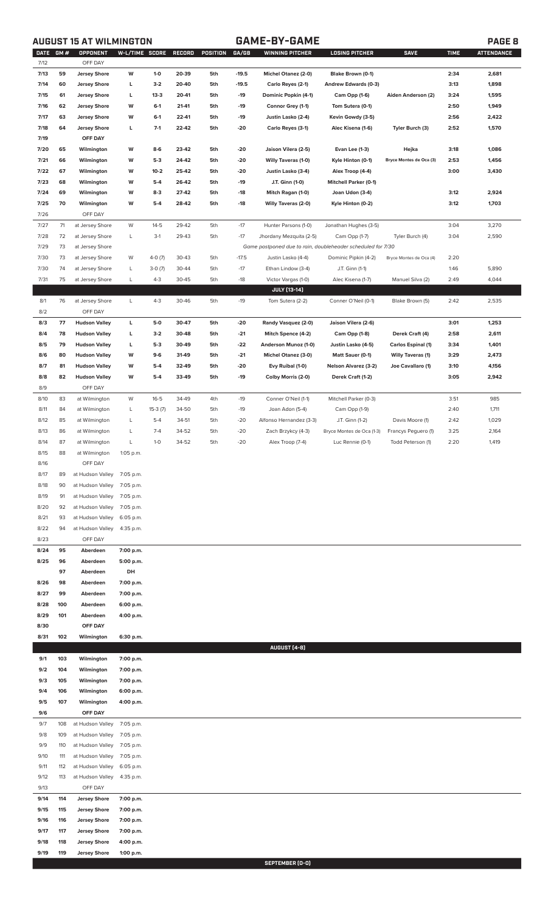## AUGUST 15 AT WILMINGTON — GAME-BY-GAME

| DATE | GM # | OPPONENT | W-L/TIME | SCORE | RECORD | POSITION | GA/GB | WINNING PITCHER | LOSING PITCHER | SAVE | TIME | ATTENDANCE |
|---|---|---|---|---|---|---|---|---|---|---|---|---|
| 7/12 | | OFF DAY | | | | | | | | | | |
| 7/13 | 59 | Jersey Shore | W | 1-0 | 20-39 | 5th | -19.5 | Michel Otanez (2-0) | Blake Brown (0-1) | | 2:34 | 2,681 |
| 7/14 | 60 | Jersey Shore | L | 3-2 | 20-40 | 5th | -19.5 | Carlo Reyes (2-1) | Andrew Edwards (0-3) | | 3:13 | 1,898 |
| 7/15 | 61 | Jersey Shore | L | 13-3 | 20-41 | 5th | -19 | Dominic Popkin (4-1) | Cam Opp (1-6) | Aiden Anderson (2) | 3:24 | 1,595 |
| 7/16 | 62 | Jersey Shore | W | 6-1 | 21-41 | 5th | -19 | Connor Grey (1-1) | Tom Sutera (0-1) | | 2:50 | 1,949 |
| 7/17 | 63 | Jersey Shore | W | 6-1 | 22-41 | 5th | -19 | Justin Lasko (2-4) | Kevin Gowdy (3-5) | | 2:56 | 2,422 |
| 7/18 | 64 | Jersey Shore | L | 7-1 | 22-42 | 5th | -20 | Carlo Reyes (3-1) | Alec Kisena (1-6) | Tyler Burch (3) | 2:52 | 1,570 |
| 7/19 | | OFF DAY | | | | | | | | | | |
| 7/20 | 65 | Wilmington | W | 8-6 | 23-42 | 5th | -20 | Jaison Vilera (2-5) | Evan Lee (1-3) | Hejka | 3:18 | 1,086 |
| 7/21 | 66 | Wilmington | W | 5-3 | 24-42 | 5th | -20 | Willy Taveras (1-0) | Kyle Hinton (0-1) | Bryce Montes de Oca (3) | 2:53 | 1,456 |
| 7/22 | 67 | Wilmington | W | 10-2 | 25-42 | 5th | -20 | Justin Lasko (3-4) | Alex Troop (4-4) | | 3:00 | 3,430 |
| 7/23 | 68 | Wilmington | W | 5-4 | 26-42 | 5th | -19 | J.T. Ginn (1-0) | Mitchell Parker (0-1) | | | |
| 7/24 | 69 | Wilmington | W | 8-3 | 27-42 | 5th | -18 | Mitch Ragan (1-0) | Joan Udon (3-4) | | 3:12 | 2,924 |
| 7/25 | 70 | Wilmington | W | 5-4 | 28-42 | 5th | -18 | Willy Taveras (2-0) | Kyle Hinton (0-2) | | 3:12 | 1,703 |
| 7/26 | | OFF DAY | | | | | | | | | | |
| 7/27 | 71 | at Jersey Shore | W | 14-5 | 29-42 | 5th | -17 | Hunter Parsons (1-0) | Jonathan Hughes (3-5) | | 3:04 | 3,270 |
| 7/28 | 72 | at Jersey Shore | L | 3-1 | 29-43 | 5th | -17 | Jhordany Mezquita (2-5) | Cam Opp (1-7) | Tyler Burch (4) | 3:04 | 2,590 |
| 7/29 | 73 | at Jersey Shore | | | | | | Game postponed due to rain, doubleheader scheduled for 7/30 | | | | |
| 7/30 | 73 | at Jersey Shore | W | 4-0 (7) | 30-43 | 5th | -17.5 | Justin Lasko (4-4) | Dominic Pipkin (4-2) | Bryce Montes de Oca (4) | 2:20 | |
| 7/30 | 74 | at Jersey Shore | L | 3-0 (7) | 30-44 | 5th | -17 | Ethan Lindow (3-4) | J.T. Ginn (1-1) | | 1:46 | 5,890 |
| 7/31 | 75 | at Jersey Shore | L | 4-3 | 30-45 | 5th | -18 | Victor Vargas (1-0) | Alec Kisena (1-7) | Manuel Silva (2) | 2:49 | 4,044 |
| | | | | | | | | JULY (13-14) | | | | |
| 8/1 | 76 | at Jersey Shore | L | 4-3 | 30-46 | 5th | -19 | Tom Sutera (2-2) | Conner O'Neil (0-1) | Blake Brown (5) | 2:42 | 2,535 |
| 8/2 | | OFF DAY | | | | | | | | | | |
| 8/3 | 77 | Hudson Valley | L | 5-0 | 30-47 | 5th | -20 | Randy Vasquez (2-0) | Jaison Vilera (2-6) | | 3:01 | 1,253 |
| 8/4 | 78 | Hudson Valley | L | 3-2 | 30-48 | 5th | -21 | Mitch Spence (4-2) | Cam Opp (1-8) | Derek Craft (4) | 2:58 | 2,611 |
| 8/5 | 79 | Hudson Valley | L | 5-3 | 30-49 | 5th | -22 | Anderson Munoz (1-0) | Justin Lasko (4-5) | Carlos Espinal (1) | 3:34 | 1,401 |
| 8/6 | 80 | Hudson Valley | W | 9-6 | 31-49 | 5th | -21 | Michel Otanez (3-0) | Matt Sauer (0-1) | Willy Taveras (1) | 3:29 | 2,473 |
| 8/7 | 81 | Hudson Valley | W | 5-4 | 32-49 | 5th | -20 | Evy Ruibal (1-0) | Nelson Alvarez (3-2) | Joe Cavallaro (1) | 3:10 | 4,156 |
| 8/8 | 82 | Hudson Valley | W | 5-4 | 33-49 | 5th | -19 | Colby Morris (2-0) | Derek Craft (1-2) | | 3:05 | 2,942 |
| 8/9 | | OFF DAY | | | | | | | | | | |
| 8/10 | 83 | at Wilmington | W | 16-5 | 34-49 | 4th | -19 | Conner O'Neil (1-1) | Mitchell Parker (0-3) | | 3:51 | 985 |
| 8/11 | 84 | at Wilmington | L | 15-3 (7) | 34-50 | 5th | -19 | Joan Adon (5-4) | Cam Opp (1-9) | | 2:40 | 1,711 |
| 8/12 | 85 | at Wilmington | L | 5-4 | 34-51 | 5th | -20 | Alfonso Hernandez (3-3) | J.T. Ginn (1-2) | Davis Moore (1) | 2:42 | 1,029 |
| 8/13 | 86 | at Wilmington | L | 7-4 | 34-52 | 5th | -20 | Zach Brzykcy (4-3) | Bryce Montes de Oca (1-3) | Francys Peguero (1) | 3:25 | 2,164 |
| 8/14 | 87 | at Wilmington | L | 1-0 | 34-52 | 5th | -20 | Alex Troop (7-4) | Luc Rennie (0-1) | Todd Peterson (1) | 2:20 | 1,419 |
| 8/15 | 88 | at Wilmington | 1:05 p.m. | | | | | | | | | |
| 8/16 | | OFF DAY | | | | | | | | | | |
| 8/17 | 89 | at Hudson Valley | 7:05 p.m. | | | | | | | | | |
| 8/18 | 90 | at Hudson Valley | 7:05 p.m. | | | | | | | | | |
| 8/19 | 91 | at Hudson Valley | 7:05 p.m. | | | | | | | | | |
| 8/20 | 92 | at Hudson Valley | 7:05 p.m. | | | | | | | | | |
| 8/21 | 93 | at Hudson Valley | 6:05 p.m. | | | | | | | | | |
| 8/22 | 94 | at Hudson Valley | 4:35 p.m. | | | | | | | | | |
| 8/23 | | OFF DAY | | | | | | | | | | |
| 8/24 | 95 | Aberdeen | 7:00 p.m. | | | | | | | | | |
| 8/25 | 96 | Aberdeen | 5:00 p.m. | | | | | | | | | |
| | 97 | Aberdeen | DH | | | | | | | | | |
| 8/26 | 98 | Aberdeen | 7:00 p.m. | | | | | | | | | |
| 8/27 | 99 | Aberdeen | 7:00 p.m. | | | | | | | | | |
| 8/28 | 100 | Aberdeen | 6:00 p.m. | | | | | | | | | |
| 8/29 | 101 | Aberdeen | 4:00 p.m. | | | | | | | | | |
| 8/30 | | OFF DAY | | | | | | | | | | |
| 8/31 | 102 | Wilmington | 6:30 p.m. | | | | | | | | | |
| | | | | | | | | AUGUST (4-8) | | | | |
| 9/1 | 103 | Wilmington | 7:00 p.m. | | | | | | | | | |
| 9/2 | 104 | Wilmington | 7:00 p.m. | | | | | | | | | |
| 9/3 | 105 | Wilmington | 7:00 p.m. | | | | | | | | | |
| 9/4 | 106 | Wilmington | 6:00 p.m. | | | | | | | | | |
| 9/5 | 107 | Wilmington | 4:00 p.m. | | | | | | | | | |
| 9/6 | | OFF DAY | | | | | | | | | | |
| 9/7 | 108 | at Hudson Valley | 7:05 p.m. | | | | | | | | | |
| 9/8 | 109 | at Hudson Valley | 7:05 p.m. | | | | | | | | | |
| 9/9 | 110 | at Hudson Valley | 7:05 p.m. | | | | | | | | | |
| 9/10 | 111 | at Hudson Valley | 7:05 p.m. | | | | | | | | | |
| 9/11 | 112 | at Hudson Valley | 6:05 p.m. | | | | | | | | | |
| 9/12 | 113 | at Hudson Valley | 4:35 p.m. | | | | | | | | | |
| 9/13 | | OFF DAY | | | | | | | | | | |
| 9/14 | 114 | Jersey Shore | 7:00 p.m. | | | | | | | | | |
| 9/15 | 115 | Jersey Shore | 7:00 p.m. | | | | | | | | | |
| 9/16 | 116 | Jersey Shore | 7:00 p.m. | | | | | | | | | |
| 9/17 | 117 | Jersey Shore | 7:00 p.m. | | | | | | | | | |
| 9/18 | 118 | Jersey Shore | 4:00 p.m. | | | | | | | | | |
| 9/19 | 119 | Jersey Shore | 1:00 p.m. | | | | | | | | | |
| | | | | | | | | SEPTEMBER (0-0) | | | | |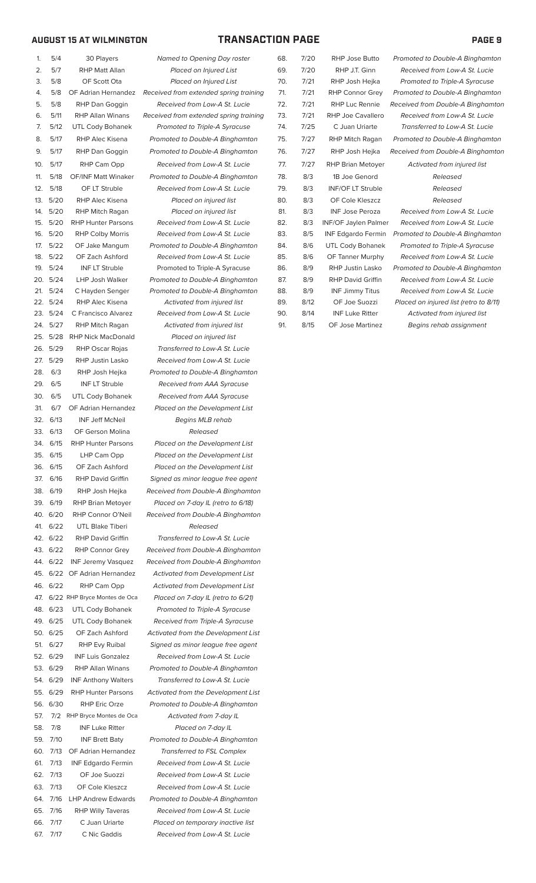# TRANSACTION PAGE

| | | | |
|---|---|---|---|
| 1. | 5/4 | 30 Players | *Named to Opening Day roster* |
| 2. | 5/7 | RHP Matt Allan | *Placed on Injured List* |
| 3. | 5/8 | OF Scott Ota | *Placed on Injured List* |
| 4. | 5/8 | OF Adrian Hernandez | *Received from extended spring training* |
| 5. | 5/8 | RHP Dan Goggin | *Received from Low-A St. Lucie* |
| 6. | 5/11 | RHP Allan Winans | *Received from extended spring training* |
| 7. | 5/12 | UTL Cody Bohanek | *Promoted to Triple-A Syracuse* |
| 8. | 5/17 | RHP Alec Kisena | *Promoted to Double-A Binghamton* |
| 9. | 5/17 | RHP Dan Goggin | *Promoted to Double-A Binghamton* |
| 10. | 5/17 | RHP Cam Opp | *Received from Low-A St. Lucie* |
| 11. | 5/18 | OF/INF Matt Winaker | *Promoted to Double-A Binghamton* |
| 12. | 5/18 | OF LT Struble | *Received from Low-A St. Lucie* |
| 13. | 5/20 | RHP Alec Kisena | *Placed on injured list* |
| 14. | 5/20 | RHP Mitch Ragan | *Placed on injured list* |
| 15. | 5/20 | RHP Hunter Parsons | *Received from Low-A St. Lucie* |
| 16. | 5/20 | RHP Colby Morris | *Received from Low-A St. Lucie* |
| 17. | 5/22 | OF Jake Mangum | *Promoted to Double-A Binghamton* |
| 18. | 5/22 | OF Zach Ashford | *Received from Low-A St. Lucie* |
| 19. | 5/24 | INF LT Struble | Promoted to Triple-A Syracuse |
| 20. | 5/24 | LHP Josh Walker | *Promoted to Double-A Binghamton* |
| 21. | 5/24 | C Hayden Senger | *Promoted to Double-A Binghamton* |
| 22. | 5/24 | RHP Alec Kisena | *Activated from injured list* |
| 23. | 5/24 | C Francisco Alvarez | *Received from Low-A St. Lucie* |
| 24. | 5/27 | RHP Mitch Ragan | *Activated from injured list* |
| 25. | 5/28 | RHP Nick MacDonald | *Placed on injured list* |
| 26. | 5/29 | RHP Oscar Rojas | *Transferred to Low-A St. Lucie* |
| 27. | 5/29 | RHP Justin Lasko | *Received from Low-A St. Lucie* |
| 28. | 6/3 | RHP Josh Hejka | *Promoted to Double-A Binghamton* |
| 29. | 6/5 | INF LT Struble | *Received from AAA Syracuse* |
| 30. | 6/5 | UTL Cody Bohanek | *Received from AAA Syracuse* |
| 31. | 6/7 | OF Adrian Hernandez | *Placed on the Development List* |
| 32. | 6/13 | INF Jeff McNeil | *Begins MLB rehab* |
| 33. | 6/13 | OF Gerson Molina | *Released* |
| 34. | 6/15 | RHP Hunter Parsons | *Placed on the Development List* |
| 35. | 6/15 | LHP Cam Opp | *Placed on the Development List* |
| 36. | 6/15 | OF Zach Ashford | *Placed on the Development List* |
| 37. | 6/16 | RHP David Griffin | *Signed as minor league free agent* |
| 38. | 6/19 | RHP Josh Hejka | *Received from Double-A Binghamton* |
| 39. | 6/19 | RHP Brian Metoyer | *Placed on 7-day IL (retro to 6/18)* |
| 40. | 6/20 | RHP Connor O'Neil | *Received from Double-A Binghamton* |
| 41. | 6/22 | UTL Blake Tiberi | *Released* |
| 42. | 6/22 | RHP David Griffin | *Transferred to Low-A St. Lucie* |
| 43. | 6/22 | RHP Connor Grey | *Received from Double-A Binghamton* |
| 44. | 6/22 | INF Jeremy Vasquez | *Received from Double-A Binghamton* |
| 45. | 6/22 | OF Adrian Hernandez | *Activated from Development List* |
| 46. | 6/22 | RHP Cam Opp | *Activated from Development List* |
| 47. | 6/22 | RHP Bryce Montes de Oca | *Placed on 7-day IL (retro to 6/21)* |
| 48. | 6/23 | UTL Cody Bohanek | *Promoted to Triple-A Syracuse* |
| 49. | 6/25 | UTL Cody Bohanek | *Received from Triple-A Syracuse* |
| 50. | 6/25 | OF Zach Ashford | *Activated from the Development List* |
| 51. | 6/27 | RHP Evy Ruibal | *Signed as minor league free agent* |
| 52. | 6/29 | INF Luis Gonzalez | *Received from Low-A St. Lucie* |
| 53. | 6/29 | RHP Allan Winans | *Promoted to Double-A Binghamton* |
| 54. | 6/29 | INF Anthony Walters | *Transferred to Low-A St. Lucie* |
| 55. | 6/29 | RHP Hunter Parsons | *Activated from the Development List* |
| 56. | 6/30 | RHP Eric Orze | *Promoted to Double-A Binghamton* |
| 57. | 7/2 | RHP Bryce Montes de Oca | *Activated from 7-day IL* |
| 58. | 7/8 | INF Luke Ritter | *Placed on 7-day IL* |
| 59. | 7/10 | INF Brett Baty | *Promoted to Double-A Binghamton* |
| 60. | 7/13 | OF Adrian Hernandez | *Transferred to FSL Complex* |
| 61. | 7/13 | INF Edgardo Fermin | *Received from Low-A St. Lucie* |
| 62. | 7/13 | OF Joe Suozzi | *Received from Low-A St. Lucie* |
| 63. | 7/13 | OF Cole Kleszcz | *Received from Low-A St. Lucie* |
| 64. | 7/16 | LHP Andrew Edwards | *Promoted to Double-A Binghamton* |
| 65. | 7/16 | RHP Willy Taveras | *Received from Low-A St. Lucie* |
| 66. | 7/17 | C Juan Uriarte | *Placed on temporary inactive list* |
| 67. | 7/17 | C Nic Gaddis | *Received from Low-A St. Lucie* |
| 68. | 7/20 | RHP Jose Butto | *Promoted to Double-A Binghamton* |
| 69. | 7/20 | RHP J.T. Ginn | *Received from Low-A St. Lucie* |
| 70. | 7/21 | RHP Josh Hejka | *Promoted to Triple-A Syracuse* |
| 71. | 7/21 | RHP Connor Grey | *Promoted to Double-A Binghamton* |
| 72. | 7/21 | RHP Luc Rennie | *Received from Double-A Binghamton* |
| 73. | 7/21 | RHP Joe Cavallero | *Received from Low-A St. Lucie* |
| 74. | 7/25 | C Juan Uriarte | *Transferred to Low-A St. Lucie* |
| 75. | 7/27 | RHP Mitch Ragan | *Promoted to Double-A Binghamton* |
| 76. | 7/27 | RHP Josh Hejka | *Received from Double-A Binghamton* |
| 77. | 7/27 | RHP Brian Metoyer | *Activated from injured list* |
| 78. | 8/3 | 1B Joe Genord | *Released* |
| 79. | 8/3 | INF/OF LT Struble | *Released* |
| 80. | 8/3 | OF Cole Kleszcz | *Released* |
| 81. | 8/3 | INF Jose Peroza | *Received from Low-A St. Lucie* |
| 82. | 8/3 | INF/OF Jaylen Palmer | *Received from Low-A St. Lucie* |
| 83. | 8/5 | INF Edgardo Fermin | *Promoted to Double-A Binghamton* |
| 84. | 8/6 | UTL Cody Bohanek | *Promoted to Triple-A Syracuse* |
| 85. | 8/6 | OF Tanner Murphy | *Received from Low-A St. Lucie* |
| 86. | 8/9 | RHP Justin Lasko | *Promoted to Double-A Binghamton* |
| 87. | 8/9 | RHP David Griffin | *Received from Low-A St. Lucie* |
| 88. | 8/9 | INF Jimmy Titus | *Received from Low-A St. Lucie* |
| 89. | 8/12 | OF Joe Suozzi | *Placed on injured list (retro to 8/11)* |
| 90. | 8/14 | INF Luke Ritter | *Activated from injured list* |
| 91. | 8/15 | OF Jose Martinez | *Begins rehab assignment* |